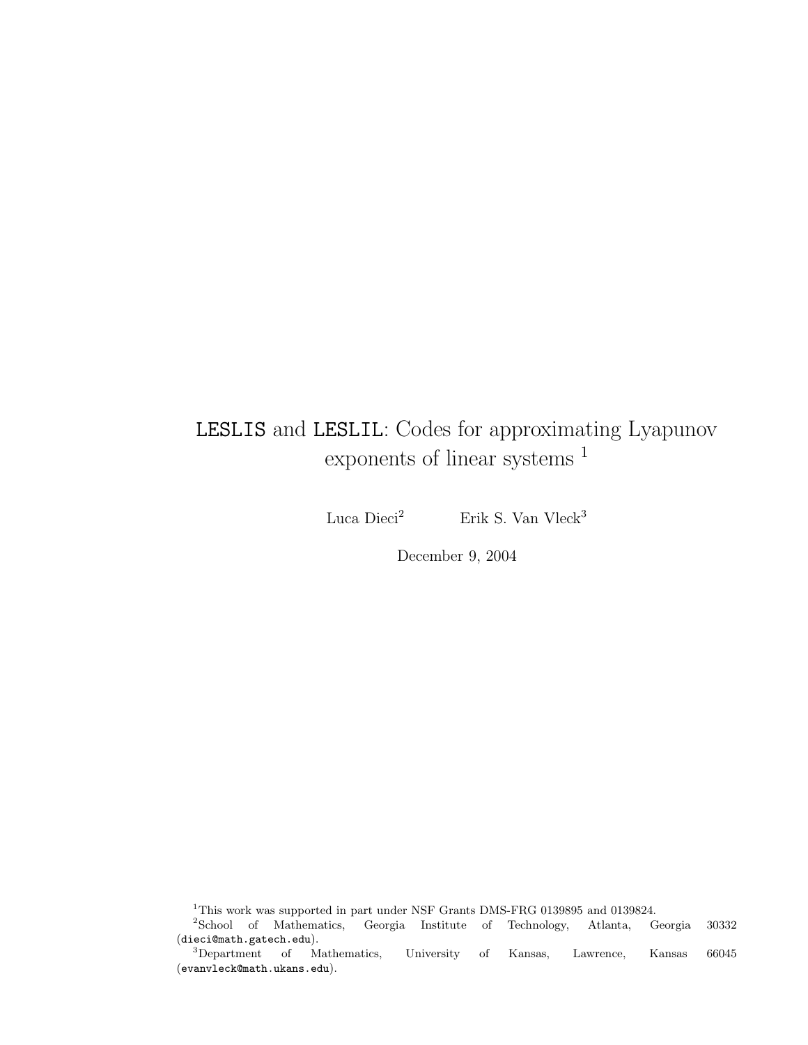# `LESLIS` and `LESLIL`: Codes for approximating Lyapunov exponents of linear systems [1]

Luca Dieci[2] Erik S. Van Vleck[3]

December 9, 2004

[1]This work was supported in part under NSF Grants DMS-FRG 0139895 and 0139824.

[2]School of Mathematics, Georgia Institute of Technology, Atlanta, Georgia 30332 (`dieci@math.gatech.edu`).

[3]Department of Mathematics, University of Kansas, Lawrence, Kansas 66045 (`evanvleck@math.ukans.edu`).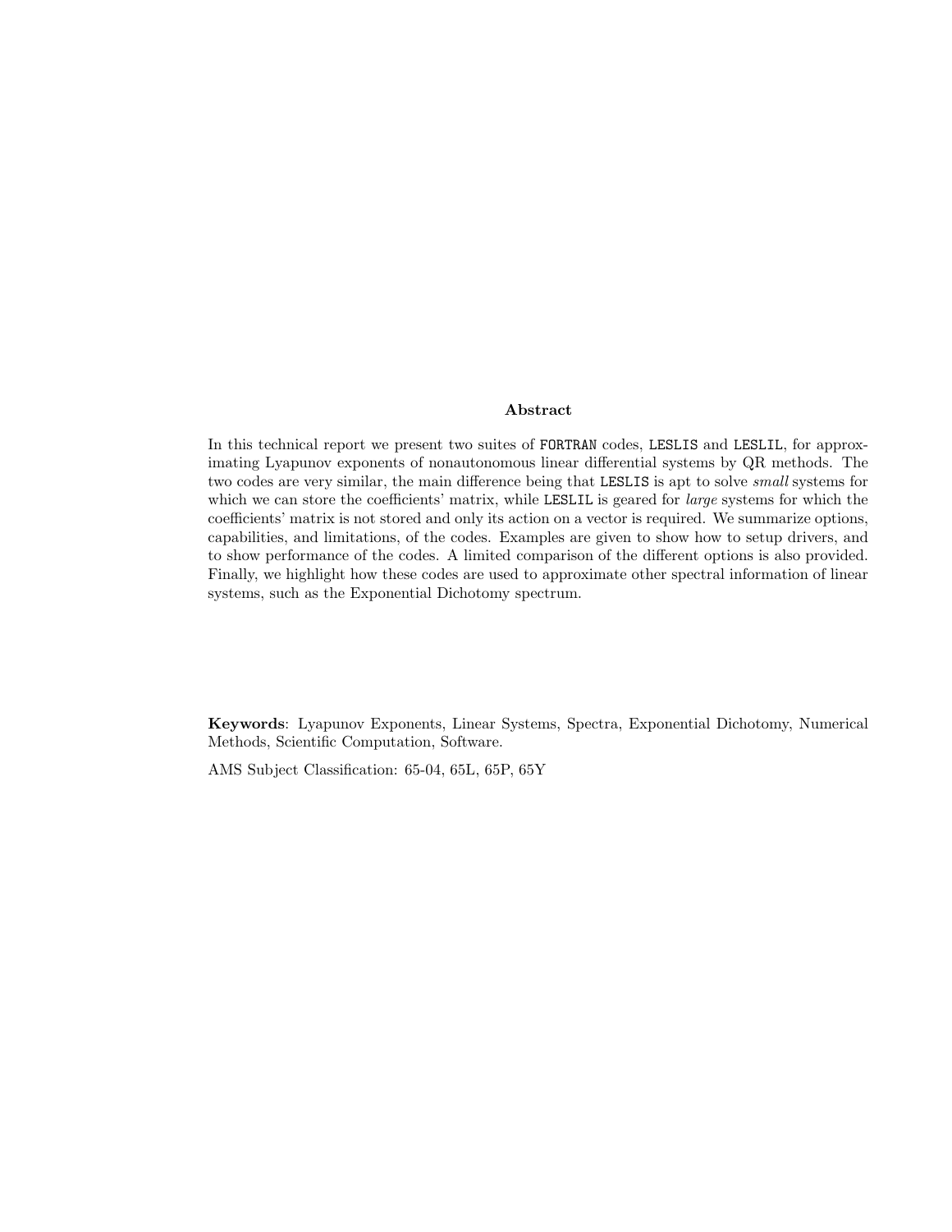## Abstract

In this technical report we present two suites of FORTRAN codes, LESLIS and LESLIL, for approximating Lyapunov exponents of nonautonomous linear differential systems by QR methods. The two codes are very similar, the main difference being that LESLIS is apt to solve *small* systems for which we can store the coefficients' matrix, while LESLIL is geared for *large* systems for which the coefficients' matrix is not stored and only its action on a vector is required. We summarize options, capabilities, and limitations, of the codes. Examples are given to show how to setup drivers, and to show performance of the codes. A limited comparison of the different options is also provided. Finally, we highlight how these codes are used to approximate other spectral information of linear systems, such as the Exponential Dichotomy spectrum.

**Keywords**: Lyapunov Exponents, Linear Systems, Spectra, Exponential Dichotomy, Numerical Methods, Scientific Computation, Software.

AMS Subject Classification: 65-04, 65L, 65P, 65Y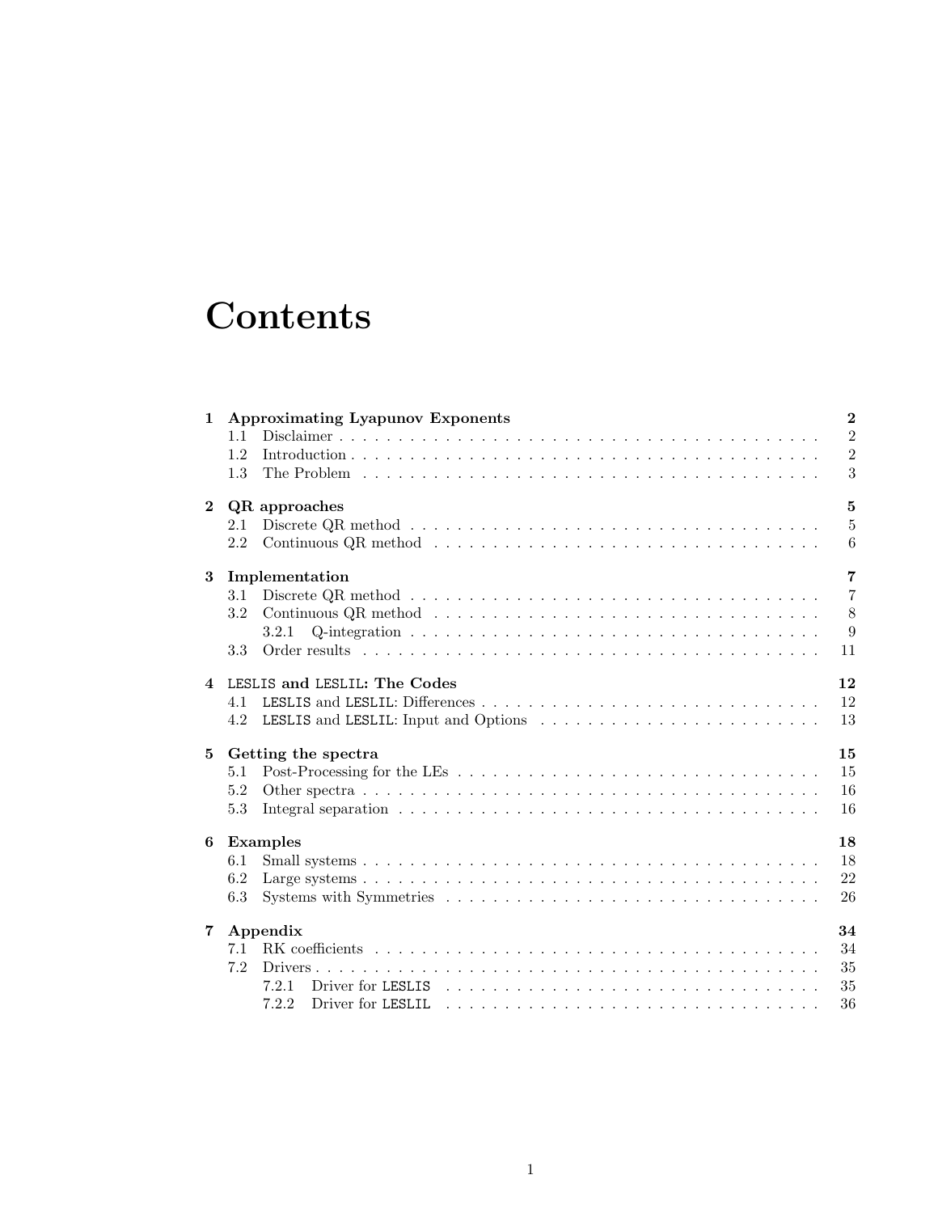# Contents

**1 Approximating Lyapunov Exponents** **2**
- 1.1 Disclaimer . . . . . . . . . . . . . . . . . . . . . . . . . . . . . . . . . . . . . . . . 2
- 1.2 Introduction . . . . . . . . . . . . . . . . . . . . . . . . . . . . . . . . . . . . . . . 2
- 1.3 The Problem . . . . . . . . . . . . . . . . . . . . . . . . . . . . . . . . . . . . . . 3

**2 QR approaches** **5**
- 2.1 Discrete QR method . . . . . . . . . . . . . . . . . . . . . . . . . . . . . . . . . . 5
- 2.2 Continuous QR method . . . . . . . . . . . . . . . . . . . . . . . . . . . . . . . . 6

**3 Implementation** **7**
- 3.1 Discrete QR method . . . . . . . . . . . . . . . . . . . . . . . . . . . . . . . . . . 7
- 3.2 Continuous QR method . . . . . . . . . . . . . . . . . . . . . . . . . . . . . . . . 8
  - 3.2.1 Q-integration . . . . . . . . . . . . . . . . . . . . . . . . . . . . . . . . . . 9
- 3.3 Order results . . . . . . . . . . . . . . . . . . . . . . . . . . . . . . . . . . . . . . 11

**4 `LESLIS` and `LESLIL`: The Codes** **12**
- 4.1 `LESLIS` and `LESLIL`: Differences . . . . . . . . . . . . . . . . . . . . . . . . . . 12
- 4.2 `LESLIS` and `LESLIL`: Input and Options . . . . . . . . . . . . . . . . . . . . . . 13

**5 Getting the spectra** **15**
- 5.1 Post-Processing for the LEs . . . . . . . . . . . . . . . . . . . . . . . . . . . . . . 15
- 5.2 Other spectra . . . . . . . . . . . . . . . . . . . . . . . . . . . . . . . . . . . . . . 16
- 5.3 Integral separation . . . . . . . . . . . . . . . . . . . . . . . . . . . . . . . . . . . 16

**6 Examples** **18**
- 6.1 Small systems . . . . . . . . . . . . . . . . . . . . . . . . . . . . . . . . . . . . . . 18
- 6.2 Large systems . . . . . . . . . . . . . . . . . . . . . . . . . . . . . . . . . . . . . . 22
- 6.3 Systems with Symmetries . . . . . . . . . . . . . . . . . . . . . . . . . . . . . . . 26

**7 Appendix** **34**
- 7.1 RK coefficients . . . . . . . . . . . . . . . . . . . . . . . . . . . . . . . . . . . . . 34
- 7.2 Drivers . . . . . . . . . . . . . . . . . . . . . . . . . . . . . . . . . . . . . . . . . . 35
  - 7.2.1 Driver for `LESLIS` . . . . . . . . . . . . . . . . . . . . . . . . . . . . . . . . 35
  - 7.2.2 Driver for `LESLIL` . . . . . . . . . . . . . . . . . . . . . . . . . . . . . . . . 36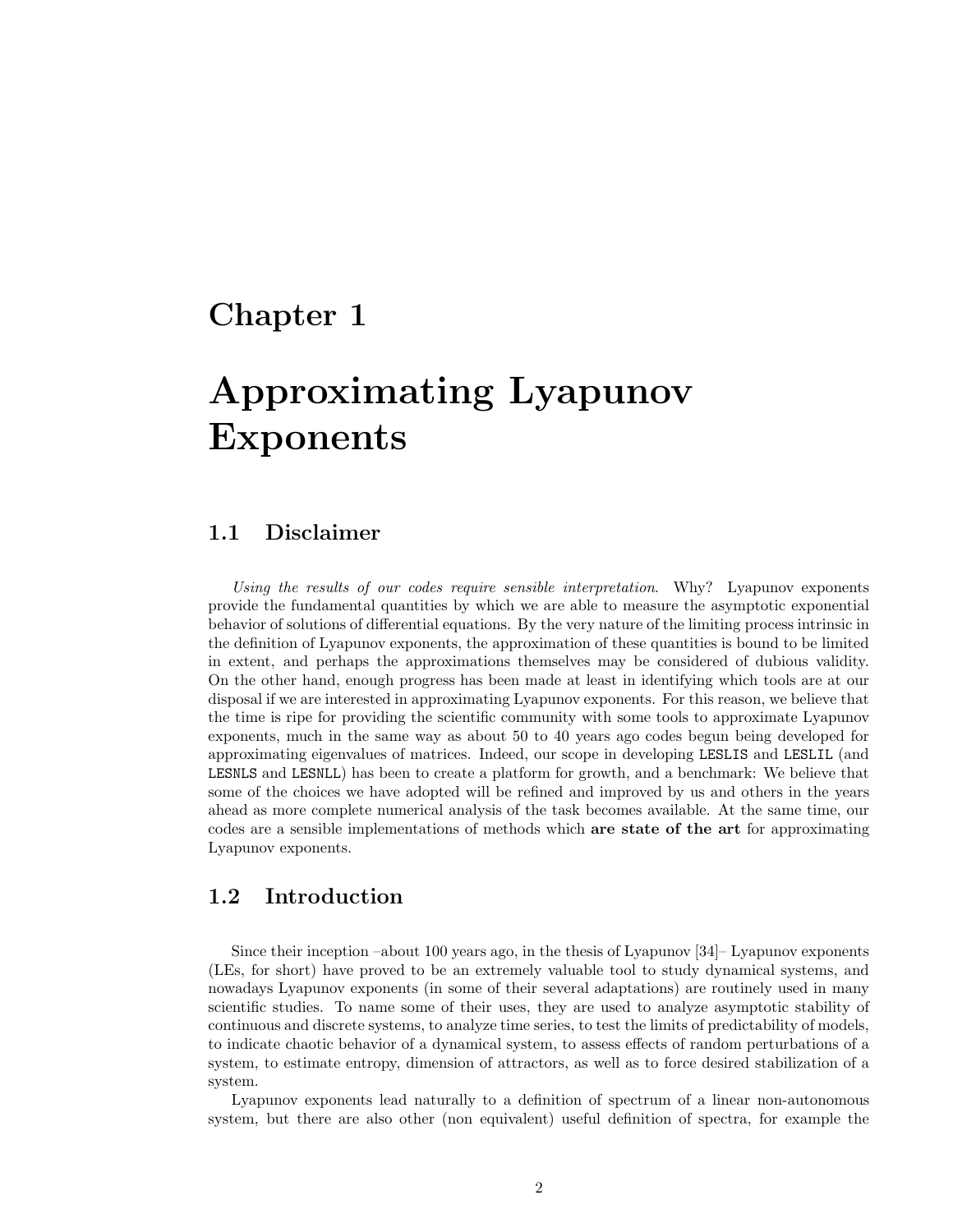# Chapter 1

# Approximating Lyapunov Exponents

## 1.1 Disclaimer

*Using the results of our codes require sensible interpretation.* Why? Lyapunov exponents provide the fundamental quantities by which we are able to measure the asymptotic exponential behavior of solutions of differential equations. By the very nature of the limiting process intrinsic in the definition of Lyapunov exponents, the approximation of these quantities is bound to be limited in extent, and perhaps the approximations themselves may be considered of dubious validity. On the other hand, enough progress has been made at least in identifying which tools are at our disposal if we are interested in approximating Lyapunov exponents. For this reason, we believe that the time is ripe for providing the scientific community with some tools to approximate Lyapunov exponents, much in the same way as about 50 to 40 years ago codes begun being developed for approximating eigenvalues of matrices. Indeed, our scope in developing `LESLIS` and `LESLIL` (and `LESNLS` and `LESNLL`) has been to create a platform for growth, and a benchmark: We believe that some of the choices we have adopted will be refined and improved by us and others in the years ahead as more complete numerical analysis of the task becomes available. At the same time, our codes are a sensible implementations of methods which **are state of the art** for approximating Lyapunov exponents.

## 1.2 Introduction

Since their inception –about 100 years ago, in the thesis of Lyapunov [34]– Lyapunov exponents (LEs, for short) have proved to be an extremely valuable tool to study dynamical systems, and nowadays Lyapunov exponents (in some of their several adaptations) are routinely used in many scientific studies. To name some of their uses, they are used to analyze asymptotic stability of continuous and discrete systems, to analyze time series, to test the limits of predictability of models, to indicate chaotic behavior of a dynamical system, to assess effects of random perturbations of a system, to estimate entropy, dimension of attractors, as well as to force desired stabilization of a system.

Lyapunov exponents lead naturally to a definition of spectrum of a linear non-autonomous system, but there are also other (non equivalent) useful definition of spectra, for example the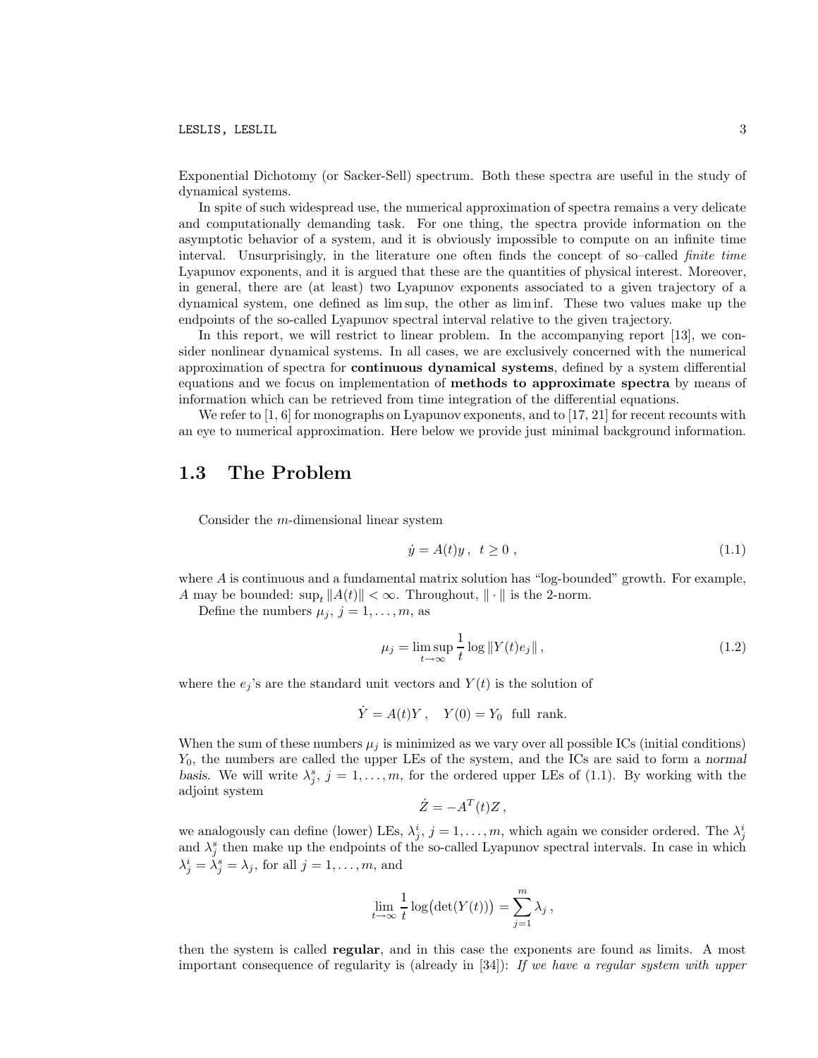Exponential Dichotomy (or Sacker-Sell) spectrum. Both these spectra are useful in the study of dynamical systems.

In spite of such widespread use, the numerical approximation of spectra remains a very delicate and computationally demanding task. For one thing, the spectra provide information on the asymptotic behavior of a system, and it is obviously impossible to compute on an infinite time interval. Unsurprisingly, in the literature one often finds the concept of so–called *finite time* Lyapunov exponents, and it is argued that these are the quantities of physical interest. Moreover, in general, there are (at least) two Lyapunov exponents associated to a given trajectory of a dynamical system, one defined as lim sup, the other as lim inf. These two values make up the endpoints of the so-called Lyapunov spectral interval relative to the given trajectory.

In this report, we will restrict to linear problem. In the accompanying report [13], we consider nonlinear dynamical systems. In all cases, we are exclusively concerned with the numerical approximation of spectra for **continuous dynamical systems**, defined by a system differential equations and we focus on implementation of **methods to approximate spectra** by means of information which can be retrieved from time integration of the differential equations.

We refer to [1, 6] for monographs on Lyapunov exponents, and to [17, 21] for recent recounts with an eye to numerical approximation. Here below we provide just minimal background information.

## 1.3 The Problem

Consider the $m$-dimensional linear system

$$\dot{y} = A(t)y\,, \quad t \geq 0\,, \tag{1.1}$$

where $A$ is continuous and a fundamental matrix solution has "log-bounded" growth. For example, $A$ may be bounded: $\sup_t \|A(t)\| < \infty$. Throughout, $\|\cdot\|$ is the 2-norm.

Define the numbers $\mu_j$, $j = 1, \ldots, m$, as

$$\mu_j = \limsup_{t\to\infty} \frac{1}{t} \log \|Y(t)e_j\|\,, \tag{1.2}$$

where the $e_j$'s are the standard unit vectors and $Y(t)$ is the solution of

$$\dot{Y} = A(t)Y\,, \quad Y(0) = Y_0 \ \text{ full rank.}$$

When the sum of these numbers $\mu_j$ is minimized as we vary over all possible ICs (initial conditions) $Y_0$, the numbers are called the upper LEs of the system, and the ICs are said to form a *normal basis*. We will write $\lambda_j^s$, $j = 1, \ldots, m$, for the ordered upper LEs of (1.1). By working with the adjoint system

$$\dot{Z} = -A^T(t)Z\,,$$

we analogously can define (lower) LEs, $\lambda_j^i$, $j = 1, \ldots, m$, which again we consider ordered. The $\lambda_j^i$ and $\lambda_j^s$ then make up the endpoints of the so-called Lyapunov spectral intervals. In case in which $\lambda_j^i = \lambda_j^s = \lambda_j$, for all $j = 1, \ldots, m$, and

$$\lim_{t\to\infty} \frac{1}{t} \log\bigl(\det(Y(t))\bigr) = \sum_{j=1}^{m} \lambda_j\,,$$

then the system is called **regular**, and in this case the exponents are found as limits. A most important consequence of regularity is (already in [34]): *If we have a regular system with upper*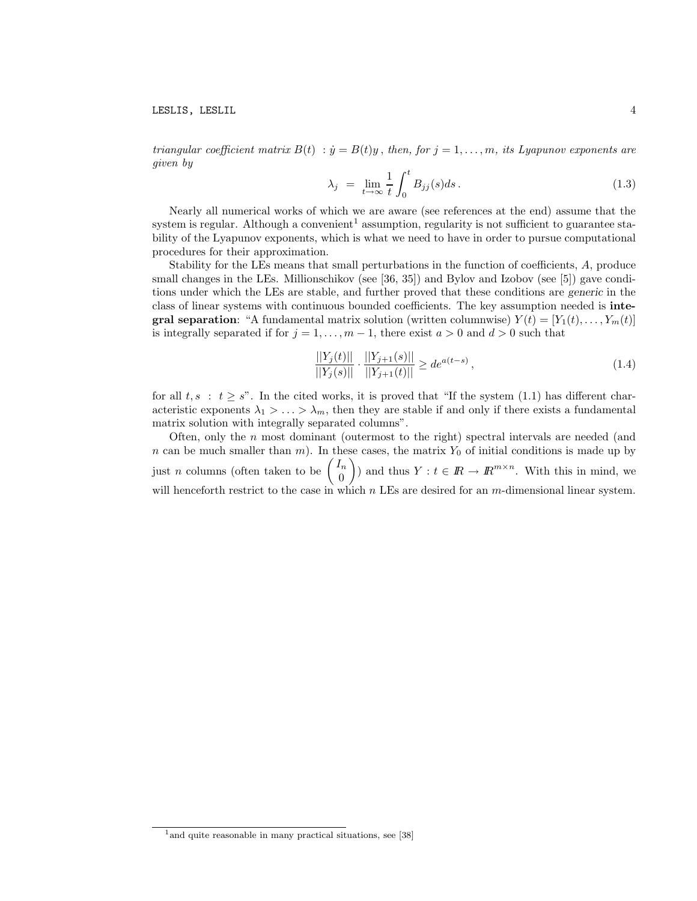*triangular coefficient matrix* $B(t)$ $: \dot{y} = B(t)y$ *, then, for* $j = 1, \ldots, m$*, its Lyapunov exponents are given by*

$$\lambda_j \;=\; \lim_{t\to\infty} \frac{1}{t}\int_0^t B_{jj}(s)ds\,. \tag{1.3}$$

Nearly all numerical works of which we are aware (see references at the end) assume that the system is regular. Although a convenient[1] assumption, regularity is not sufficient to guarantee stability of the Lyapunov exponents, which is what we need to have in order to pursue computational procedures for their approximation.

Stability for the LEs means that small perturbations in the function of coefficients, $A$, produce small changes in the LEs. Millionschikov (see [36, 35]) and Bylov and Izobov (see [5]) gave conditions under which the LEs are stable, and further proved that these conditions are *generic* in the class of linear systems with continuous bounded coefficients. The key assumption needed is **integral separation**: "A fundamental matrix solution (written columnwise) $Y(t) = [Y_1(t), \ldots, Y_m(t)]$ is integrally separated if for $j = 1, \ldots, m-1$, there exist $a > 0$ and $d > 0$ such that

$$\frac{||Y_j(t)||}{||Y_j(s)||} \cdot \frac{||Y_{j+1}(s)||}{||Y_{j+1}(t)||} \geq d e^{a(t-s)}\,, \tag{1.4}$$

for all $t, s \;:\; t \geq s$". In the cited works, it is proved that "If the system (1.1) has different characteristic exponents $\lambda_1 > \ldots > \lambda_m$, then they are stable if and only if there exists a fundamental matrix solution with integrally separated columns".

Often, only the $n$ most dominant (outermost to the right) spectral intervals are needed (and $n$ can be much smaller than $m$). In these cases, the matrix $Y_0$ of initial conditions is made up by just $n$ columns (often taken to be $\begin{pmatrix} I_n \\ 0 \end{pmatrix}$) and thus $Y : t \in I\!R \to I\!R^{m\times n}$. With this in mind, we will henceforth restrict to the case in which $n$ LEs are desired for an $m$-dimensional linear system.

[1] and quite reasonable in many practical situations, see [38]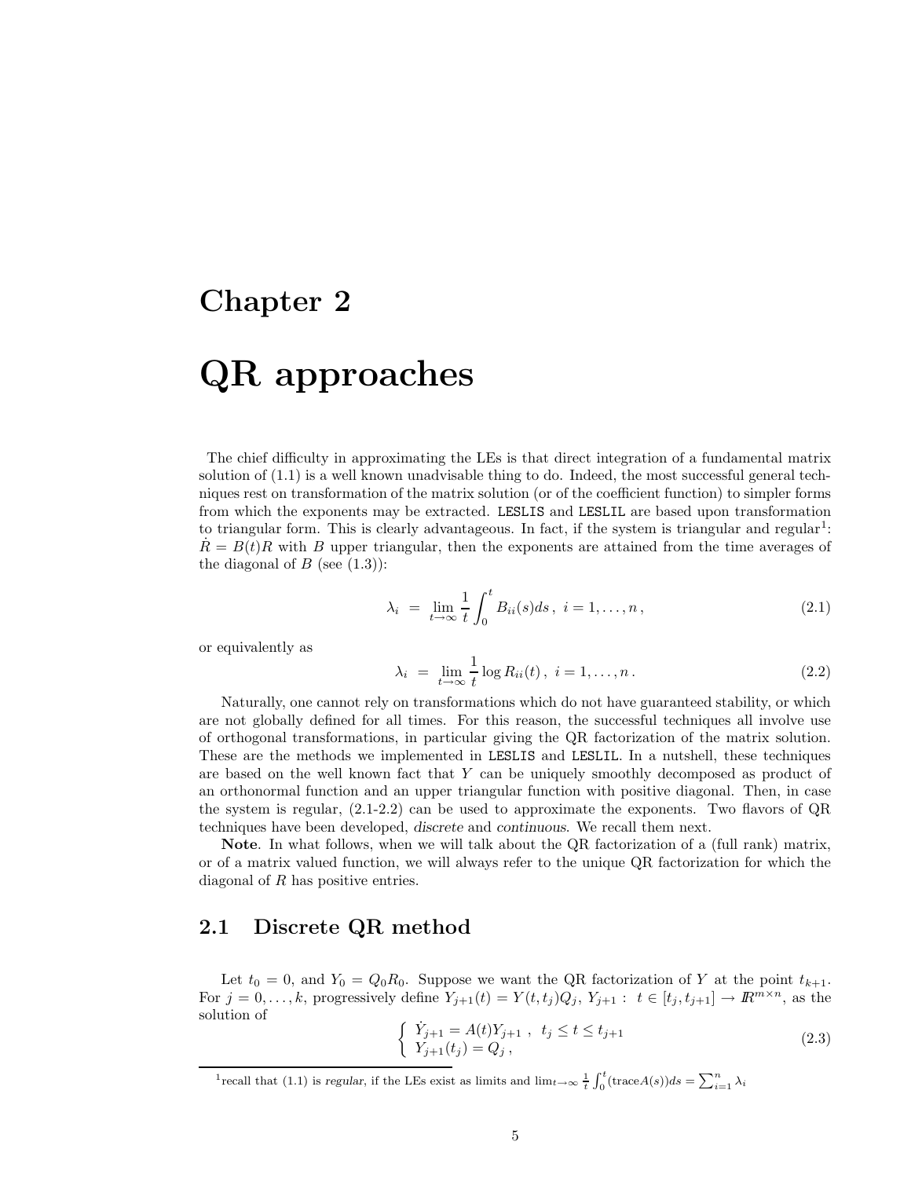# Chapter 2

# QR approaches

The chief difficulty in approximating the LEs is that direct integration of a fundamental matrix solution of (1.1) is a well known unadvisable thing to do. Indeed, the most successful general techniques rest on transformation of the matrix solution (or of the coefficient function) to simpler forms from which the exponents may be extracted. `LESLIS` and `LESLIL` are based upon transformation to triangular form. This is clearly advantageous. In fact, if the system is triangular and regular[1]: $\dot{R} = B(t)R$ with $B$ upper triangular, then the exponents are attained from the time averages of the diagonal of $B$ (see (1.3)):

$$\lambda_i \; = \; \lim_{t\to\infty} \frac{1}{t} \int_0^t B_{ii}(s)ds\,, \; i = 1, \ldots, n\,, \tag{2.1}$$

or equivalently as

$$\lambda_i \; = \; \lim_{t\to\infty} \frac{1}{t} \log R_{ii}(t)\,, \; i = 1, \ldots, n\,. \tag{2.2}$$

Naturally, one cannot rely on transformations which do not have guaranteed stability, or which are not globally defined for all times. For this reason, the successful techniques all involve use of orthogonal transformations, in particular giving the QR factorization of the matrix solution. These are the methods we implemented in `LESLIS` and `LESLIL`. In a nutshell, these techniques are based on the well known fact that $Y$ can be uniquely smoothly decomposed as product of an orthonormal function and an upper triangular function with positive diagonal. Then, in case the system is regular, (2.1-2.2) can be used to approximate the exponents. Two flavors of QR techniques have been developed, *discrete* and *continuous*. We recall them next.

**Note**. In what follows, when we will talk about the QR factorization of a (full rank) matrix, or of a matrix valued function, we will always refer to the unique QR factorization for which the diagonal of $R$ has positive entries.

## 2.1 Discrete QR method

Let $t_0 = 0$, and $Y_0 = Q_0 R_0$. Suppose we want the QR factorization of $Y$ at the point $t_{k+1}$. For $j = 0, \ldots, k$, progressively define $Y_{j+1}(t) = Y(t, t_j)Q_j$, $Y_{j+1} : \; t \in [t_j, t_{j+1}] \to I\!R^{m\times n}$, as the solution of

$$\begin{cases} \dot{Y}_{j+1} = A(t)Y_{j+1}\;, \;\; t_j \leq t \leq t_{j+1} \\ Y_{j+1}(t_j) = Q_j\,, \end{cases} \tag{2.3}$$

[1] recall that (1.1) is *regular*, if the LEs exist as limits and $\lim_{t\to\infty} \frac{1}{t}\int_0^t (\text{trace}A(s))ds = \sum_{i=1}^n \lambda_i$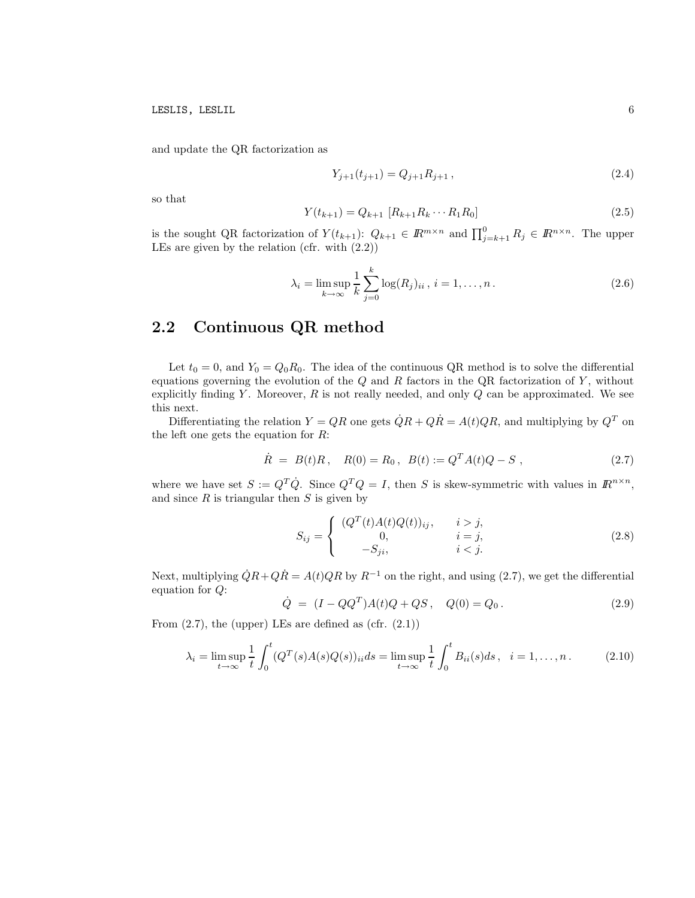and update the QR factorization as

$$Y_{j+1}(t_{j+1}) = Q_{j+1} R_{j+1}\,, \tag{2.4}$$

so that

$$Y(t_{k+1}) = Q_{k+1}\ [R_{k+1} R_k \cdots R_1 R_0] \tag{2.5}$$

is the sought QR factorization of $Y(t_{k+1})$: $Q_{k+1} \in I\!R^{m\times n}$ and $\prod_{j=k+1}^{0} R_j \in I\!R^{n\times n}$. The upper LEs are given by the relation (cfr. with (2.2))

$$\lambda_i = \limsup_{k\to\infty} \frac{1}{k} \sum_{j=0}^{k} \log(R_j)_{ii}\,,\ i = 1, \ldots, n\,. \tag{2.6}$$

## 2.2 Continuous QR method

Let $t_0 = 0$, and $Y_0 = Q_0 R_0$. The idea of the continuous QR method is to solve the differential equations governing the evolution of the $Q$ and $R$ factors in the QR factorization of $Y$, without explicitly finding $Y$. Moreover, $R$ is not really needed, and only $Q$ can be approximated. We see this next.

Differentiating the relation $Y = QR$ one gets $\dot{Q}R + Q\dot{R} = A(t)QR$, and multiplying by $Q^T$ on the left one gets the equation for $R$:

$$\dot{R} \;=\; B(t)R\,, \quad R(0) = R_0\,,\ B(t) := Q^T A(t) Q - S\ , \tag{2.7}$$

where we have set $S := Q^T \dot{Q}$. Since $Q^T Q = I$, then $S$ is skew-symmetric with values in $I\!R^{n\times n}$, and since $R$ is triangular then $S$ is given by

$$S_{ij} = \begin{cases} (Q^T(t)A(t)Q(t))_{ij}, & i > j, \\ 0, & i = j, \\ -S_{ji}, & i < j. \end{cases} \tag{2.8}$$

Next, multiplying $\dot{Q}R + Q\dot{R} = A(t)QR$ by $R^{-1}$ on the right, and using (2.7), we get the differential equation for $Q$:

$$\dot{Q} \;=\; (I - QQ^T)A(t)Q + QS\,, \quad Q(0) = Q_0\,. \tag{2.9}$$

From (2.7), the (upper) LEs are defined as (cfr. (2.1))

$$\lambda_i = \limsup_{t\to\infty} \frac{1}{t} \int_0^t (Q^T(s)A(s)Q(s))_{ii} ds = \limsup_{t\to\infty} \frac{1}{t} \int_0^t B_{ii}(s) ds\,, \quad i = 1, \ldots, n\,. \tag{2.10}$$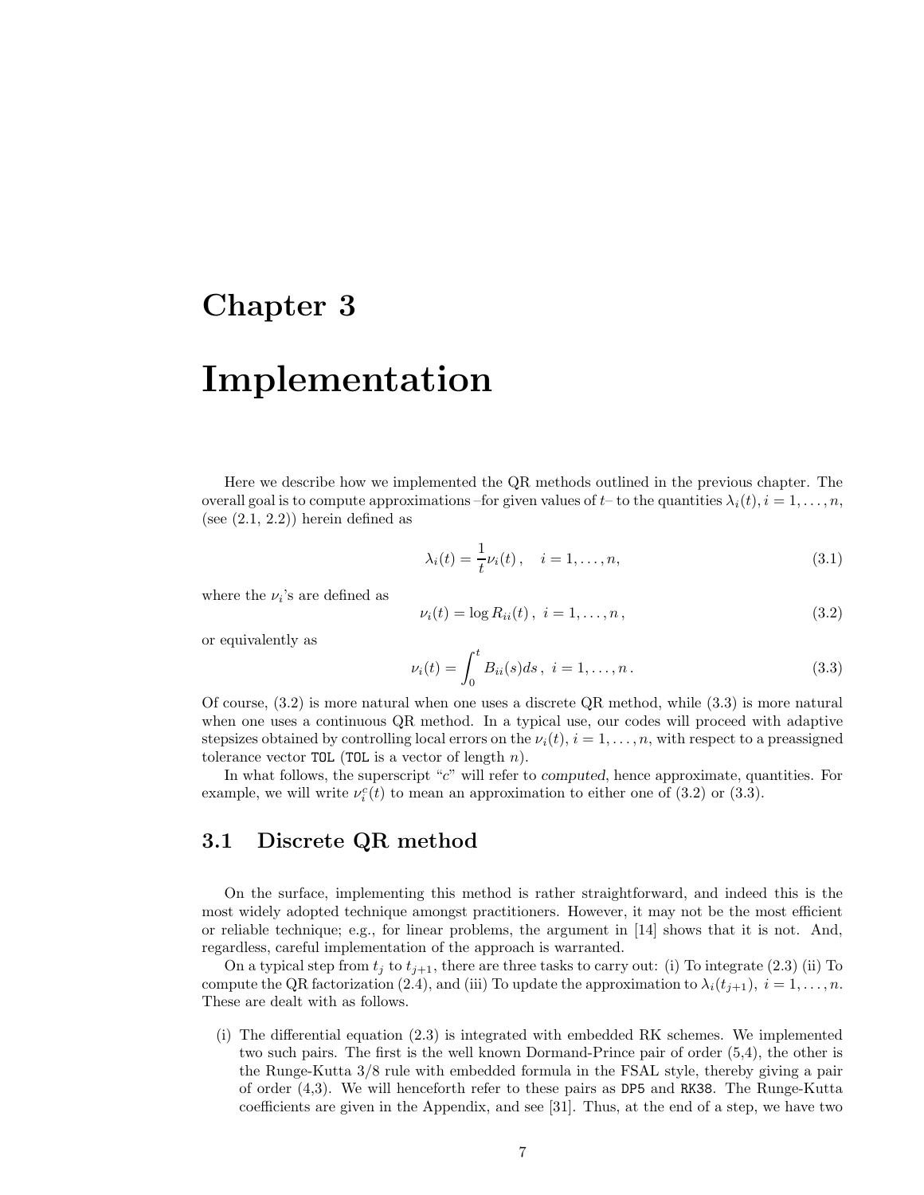# Chapter 3

# Implementation

Here we describe how we implemented the QR methods outlined in the previous chapter. The overall goal is to compute approximations –for given values of $t$– to the quantities $\lambda_i(t), i = 1, \ldots, n$, (see (2.1, 2.2)) herein defined as

$$\lambda_i(t) = \frac{1}{t}\nu_i(t)\,, \quad i = 1, \ldots, n, \tag{3.1}$$

where the $\nu_i$'s are defined as

$$\nu_i(t) = \log R_{ii}(t)\,,\ i = 1, \ldots, n\,, \tag{3.2}$$

or equivalently as

$$\nu_i(t) = \int_0^t B_{ii}(s)ds\,,\ i = 1, \ldots, n\,. \tag{3.3}$$

Of course, (3.2) is more natural when one uses a discrete QR method, while (3.3) is more natural when one uses a continuous QR method. In a typical use, our codes will proceed with adaptive stepsizes obtained by controlling local errors on the $\nu_i(t), i = 1, \ldots, n$, with respect to a preassigned tolerance vector `TOL` (`TOL` is a vector of length $n$).

In what follows, the superscript "$c$" will refer to *computed*, hence approximate, quantities. For example, we will write $\nu_i^c(t)$ to mean an approximation to either one of (3.2) or (3.3).

## 3.1 Discrete QR method

On the surface, implementing this method is rather straightforward, and indeed this is the most widely adopted technique amongst practitioners. However, it may not be the most efficient or reliable technique; e.g., for linear problems, the argument in [14] shows that it is not. And, regardless, careful implementation of the approach is warranted.

On a typical step from $t_j$ to $t_{j+1}$, there are three tasks to carry out: (i) To integrate (2.3) (ii) To compute the QR factorization (2.4), and (iii) To update the approximation to $\lambda_i(t_{j+1}),\ i = 1, \ldots, n$. These are dealt with as follows.

(i) The differential equation (2.3) is integrated with embedded RK schemes. We implemented two such pairs. The first is the well known Dormand-Prince pair of order (5,4), the other is the Runge-Kutta 3/8 rule with embedded formula in the FSAL style, thereby giving a pair of order (4,3). We will henceforth refer to these pairs as `DP5` and `RK38`. The Runge-Kutta coefficients are given in the Appendix, and see [31]. Thus, at the end of a step, we have two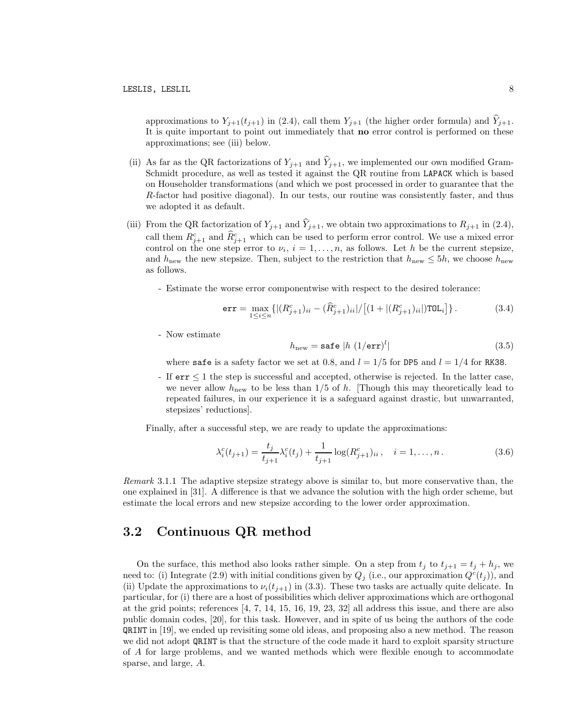approximations to $Y_{j+1}(t_{j+1})$ in (2.4), call them $Y_{j+1}$ (the higher order formula) and $\widehat{Y}_{j+1}$. It is quite important to point out immediately that **no** error control is performed on these approximations; see (iii) below.

(ii) As far as the QR factorizations of $Y_{j+1}$ and $\widehat{Y}_{j+1}$, we implemented our own modified Gram-Schmidt procedure, as well as tested it against the QR routine from `LAPACK` which is based on Householder transformations (and which we post processed in order to guarantee that the $R$-factor had positive diagonal). In our tests, our routine was consistently faster, and thus we adopted it as default.

(iii) From the QR factorization of $Y_{j+1}$ and $\widehat{Y}_{j+1}$, we obtain two approximations to $R_{j+1}$ in (2.4), call them $R^c_{j+1}$ and $\widehat{R}^c_{j+1}$ which can be used to perform error control. We use a mixed error control on the one step error to $\nu_i$, $i = 1, \ldots, n$, as follows. Let $h$ be the current stepsize, and $h_{\text{new}}$ the new stepsize. Then, subject to the restriction that $h_{\text{new}} \le 5h$, we choose $h_{\text{new}}$ as follows.

- Estimate the worse error componentwise with respect to the desired tolerance:

$$\texttt{err} = \max_{1\le i\le n} \{ |(R^c_{j+1})_{ii} - (\widehat{R}^c_{j+1})_{ii}| / \big[(1 + |(R^c_{j+1})_{ii}|)\texttt{TOL}_i\big] \} . \tag{3.4}$$

- Now estimate

$$h_{\text{new}} = \texttt{safe}\ |h\ (1/\texttt{err})^l| \tag{3.5}$$

where `safe` is a safety factor we set at 0.8, and $l = 1/5$ for `DP5` and $l = 1/4$ for `RK38`.

- If $\texttt{err} \le 1$ the step is successful and accepted, otherwise is rejected. In the latter case, we never allow $h_{\text{new}}$ to be less than $1/5$ of $h$. [Though this may theoretically lead to repeated failures, in our experience it is a safeguard against drastic, but unwarranted, stepsizes' reductions].

Finally, after a successful step, we are ready to update the approximations:

$$\lambda^c_i(t_{j+1}) = \frac{t_j}{t_{j+1}} \lambda^c_i(t_j) + \frac{1}{t_{j+1}} \log(R^c_{j+1})_{ii} , \quad i = 1, \ldots, n . \tag{3.6}$$

*Remark* 3.1.1 The adaptive stepsize strategy above is similar to, but more conservative than, the one explained in [31]. A difference is that we advance the solution with the high order scheme, but estimate the local errors and new stepsize according to the lower order approximation.

## 3.2 Continuous QR method

On the surface, this method also looks rather simple. On a step from $t_j$ to $t_{j+1} = t_j + h_j$, we need to: (i) Integrate (2.9) with initial conditions given by $Q_j$ (i.e., our approximation $Q^c(t_j)$), and (ii) Update the approximations to $\nu_i(t_{j+1})$ in (3.3). These two tasks are actually quite delicate. In particular, for (i) there are a host of possibilities which deliver approximations which are orthogonal at the grid points; references [4, 7, 14, 15, 16, 19, 23, 32] all address this issue, and there are also public domain codes, [20], for this task. However, and in spite of us being the authors of the code `QRINT` in [19], we ended up revisiting some old ideas, and proposing also a new method. The reason we did not adopt `QRINT` is that the structure of the code made it hard to exploit sparsity structure of $A$ for large problems, and we wanted methods which were flexible enough to accommodate sparse, and large, $A$.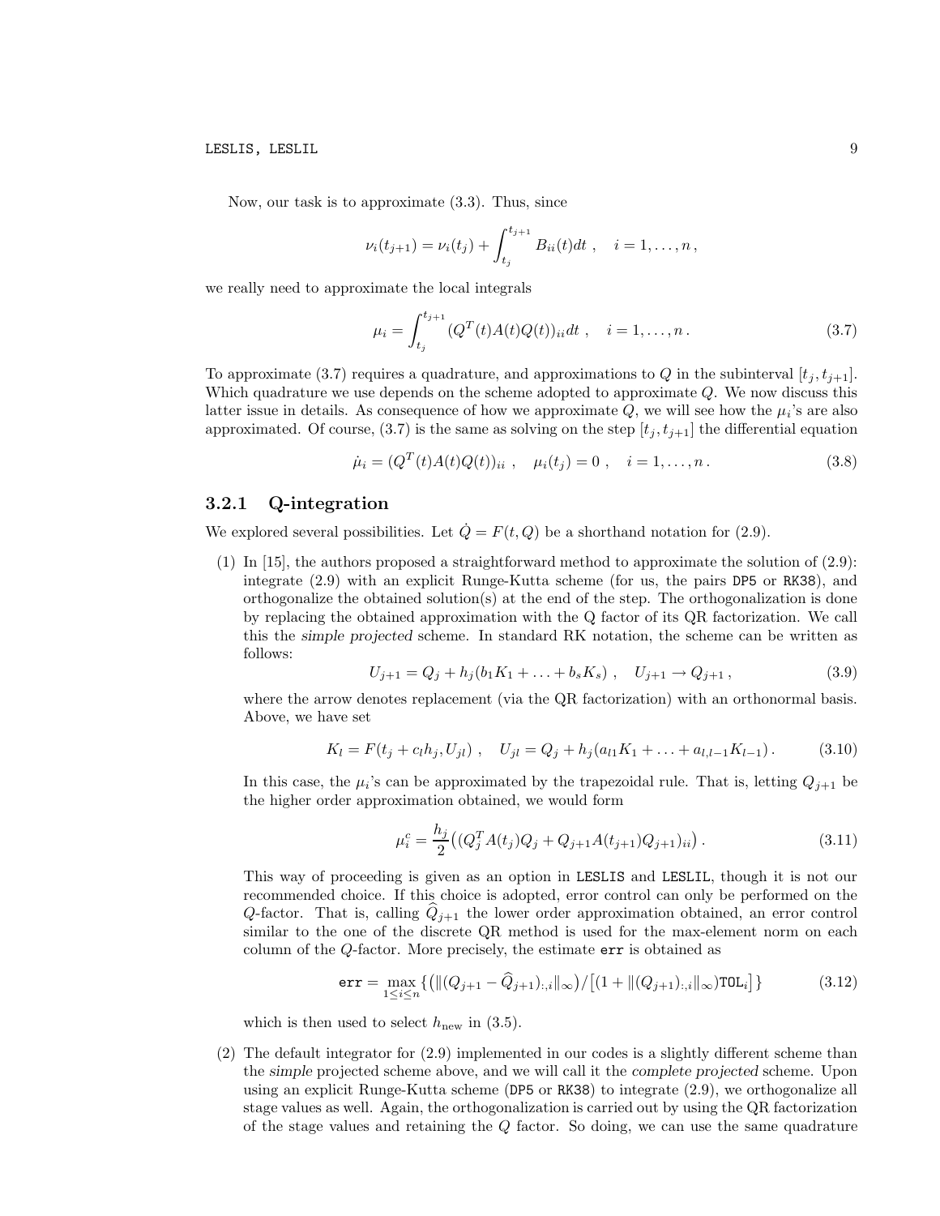Now, our task is to approximate (3.3). Thus, since

$$\nu_i(t_{j+1}) = \nu_i(t_j) + \int_{t_j}^{t_{j+1}} B_{ii}(t)dt \ , \quad i = 1, \dots, n \, ,$$

we really need to approximate the local integrals

$$\mu_i = \int_{t_j}^{t_{j+1}} (Q^T(t)A(t)Q(t))_{ii} dt \ , \quad i = 1, \dots, n \, . \tag{3.7}$$

To approximate (3.7) requires a quadrature, and approximations to $Q$ in the subinterval $[t_j, t_{j+1}]$. Which quadrature we use depends on the scheme adopted to approximate $Q$. We now discuss this latter issue in details. As consequence of how we approximate $Q$, we will see how the $\mu_i$'s are also approximated. Of course, (3.7) is the same as solving on the step $[t_j, t_{j+1}]$ the differential equation

$$\dot{\mu}_i = (Q^T(t)A(t)Q(t))_{ii} \ , \quad \mu_i(t_j) = 0 \ , \quad i = 1, \dots, n \, . \tag{3.8}$$

### 3.2.1 Q-integration

We explored several possibilities. Let $\dot{Q} = F(t, Q)$ be a shorthand notation for (2.9).

(1) In [15], the authors proposed a straightforward method to approximate the solution of (2.9): integrate (2.9) with an explicit Runge-Kutta scheme (for us, the pairs `DP5` or `RK38`), and orthogonalize the obtained solution(s) at the end of the step. The orthogonalization is done by replacing the obtained approximation with the Q factor of its QR factorization. We call this the *simple projected* scheme. In standard RK notation, the scheme can be written as follows:

$$U_{j+1} = Q_j + h_j(b_1 K_1 + \ldots + b_s K_s) \ , \quad U_{j+1} \to Q_{j+1} \, , \tag{3.9}$$

where the arrow denotes replacement (via the QR factorization) with an orthonormal basis. Above, we have set

$$K_l = F(t_j + c_l h_j, U_{jl}) \ , \quad U_{jl} = Q_j + h_j(a_{l1} K_1 + \ldots + a_{l,l-1} K_{l-1}) \, . \tag{3.10}$$

In this case, the $\mu_i$'s can be approximated by the trapezoidal rule. That is, letting $Q_{j+1}$ be the higher order approximation obtained, we would form

$$\mu_i^c = \frac{h_j}{2}\big((Q_j^T A(t_j) Q_j + Q_{j+1} A(t_{j+1}) Q_{j+1})_{ii}\big) \, . \tag{3.11}$$

This way of proceeding is given as an option in `LESLIS` and `LESLIL`, though it is not our recommended choice. If this choice is adopted, error control can only be performed on the $Q$-factor. That is, calling $\widehat{Q}_{j+1}$ the lower order approximation obtained, an error control similar to the one of the discrete QR method is used for the max-element norm on each column of the $Q$-factor. More precisely, the estimate `err` is obtained as

$$\texttt{err} = \max_{1 \le i \le n} \{ \big(\|(Q_{j+1} - \widehat{Q}_{j+1})_{:,i}\|_\infty\big) / \big[(1 + \|(Q_{j+1})_{:,i}\|_\infty)\texttt{TOL}_i\big] \} \tag{3.12}$$

which is then used to select $h_{\text{new}}$ in (3.5).

(2) The default integrator for (2.9) implemented in our codes is a slightly different scheme than the *simple* projected scheme above, and we will call it the *complete projected* scheme. Upon using an explicit Runge-Kutta scheme (`DP5` or `RK38`) to integrate (2.9), we orthogonalize all stage values as well. Again, the orthogonalization is carried out by using the QR factorization of the stage values and retaining the $Q$ factor. So doing, we can use the same quadrature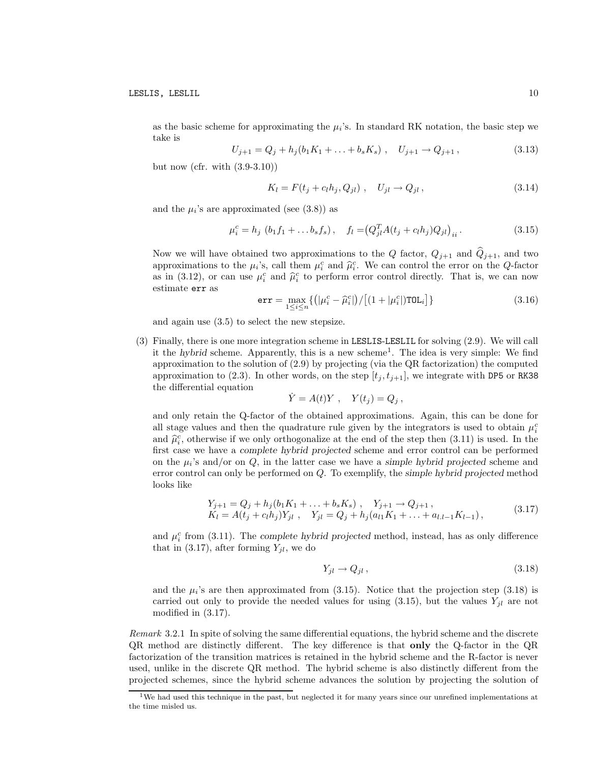as the basic scheme for approximating the $\mu_i$'s. In standard RK notation, the basic step we take is

$$U_{j+1} = Q_j + h_j(b_1 K_1 + \ldots + b_s K_s) \ , \quad U_{j+1} \to Q_{j+1} \ , \tag{3.13}$$

but now (cfr. with (3.9-3.10))

$$K_l = F(t_j + c_l h_j, Q_{jl}) \ , \quad U_{jl} \to Q_{jl} \ , \tag{3.14}$$

and the $\mu_i$'s are approximated (see (3.8)) as

$$\mu_i^c = h_j \ (b_1 f_1 + \ldots b_s f_s) \ , \quad f_l = \big(Q_{jl}^T A(t_j + c_l h_j) Q_{jl}\big)_{ii} \ . \tag{3.15}$$

Now we will have obtained two approximations to the $Q$ factor, $Q_{j+1}$ and $\widehat{Q}_{j+1}$, and two approximations to the $\mu_i$'s, call them $\mu_i^c$ and $\widehat{\mu}_i^c$. We can control the error on the $Q$-factor as in (3.12), or can use $\mu_i^c$ and $\widehat{\mu}_i^c$ to perform error control directly. That is, we can now estimate `err` as

$$\texttt{err} = \max_{1 \le i \le n} \{ \big(|\mu_i^c - \widehat{\mu}_i^c|\big) / \big[(1 + |\mu_i^c|)\texttt{TOL}_i\big] \} \tag{3.16}$$

and again use (3.5) to select the new stepsize.

(3) Finally, there is one more integration scheme in LESLIS-LESLIL for solving (2.9). We will call it the *hybrid* scheme. Apparently, this is a new scheme[1]. The idea is very simple: We find approximation to the solution of (2.9) by projecting (via the QR factorization) the computed approximation to (2.3). In other words, on the step $[t_j, t_{j+1}]$, we integrate with DP5 or RK38 the differential equation

$$\dot{Y} = A(t) Y \ , \quad Y(t_j) = Q_j \ ,$$

and only retain the Q-factor of the obtained approximations. Again, this can be done for all stage values and then the quadrature rule given by the integrators is used to obtain $\mu_i^c$ and $\widehat{\mu}_i^c$, otherwise if we only orthogonalize at the end of the step then (3.11) is used. In the first case we have a *complete hybrid projected* scheme and error control can be performed on the $\mu_i$'s and/or on $Q$, in the latter case we have a *simple hybrid projected* scheme and error control can only be performed on $Q$. To exemplify, the *simple hybrid projected* method looks like

$$\begin{aligned} &Y_{j+1} = Q_j + h_j(b_1 K_1 + \ldots + b_s K_s) \ , \quad Y_{j+1} \to Q_{j+1} \ , \\ &K_l = A(t_j + c_l h_j) Y_{jl} \ , \quad Y_{jl} = Q_j + h_j(a_{l1} K_1 + \ldots + a_{l.l-1} K_{l-1}) \ , \end{aligned} \tag{3.17}$$

and $\mu_i^c$ from (3.11). The *complete hybrid projected* method, instead, has as only difference that in (3.17), after forming $Y_{jl}$, we do

$$Y_{jl} \to Q_{jl} \ , \tag{3.18}$$

and the $\mu_i$'s are then approximated from (3.15). Notice that the projection step (3.18) is carried out only to provide the needed values for using (3.15), but the values $Y_{jl}$ are not modified in (3.17).

*Remark* 3.2.1 In spite of solving the same differential equations, the hybrid scheme and the discrete QR method are distinctly different. The key difference is that **only** the Q-factor in the QR factorization of the transition matrices is retained in the hybrid scheme and the R-factor is never used, unlike in the discrete QR method. The hybrid scheme is also distinctly different from the projected schemes, since the hybrid scheme advances the solution by projecting the solution of

[1] We had used this technique in the past, but neglected it for many years since our unrefined implementations at the time misled us.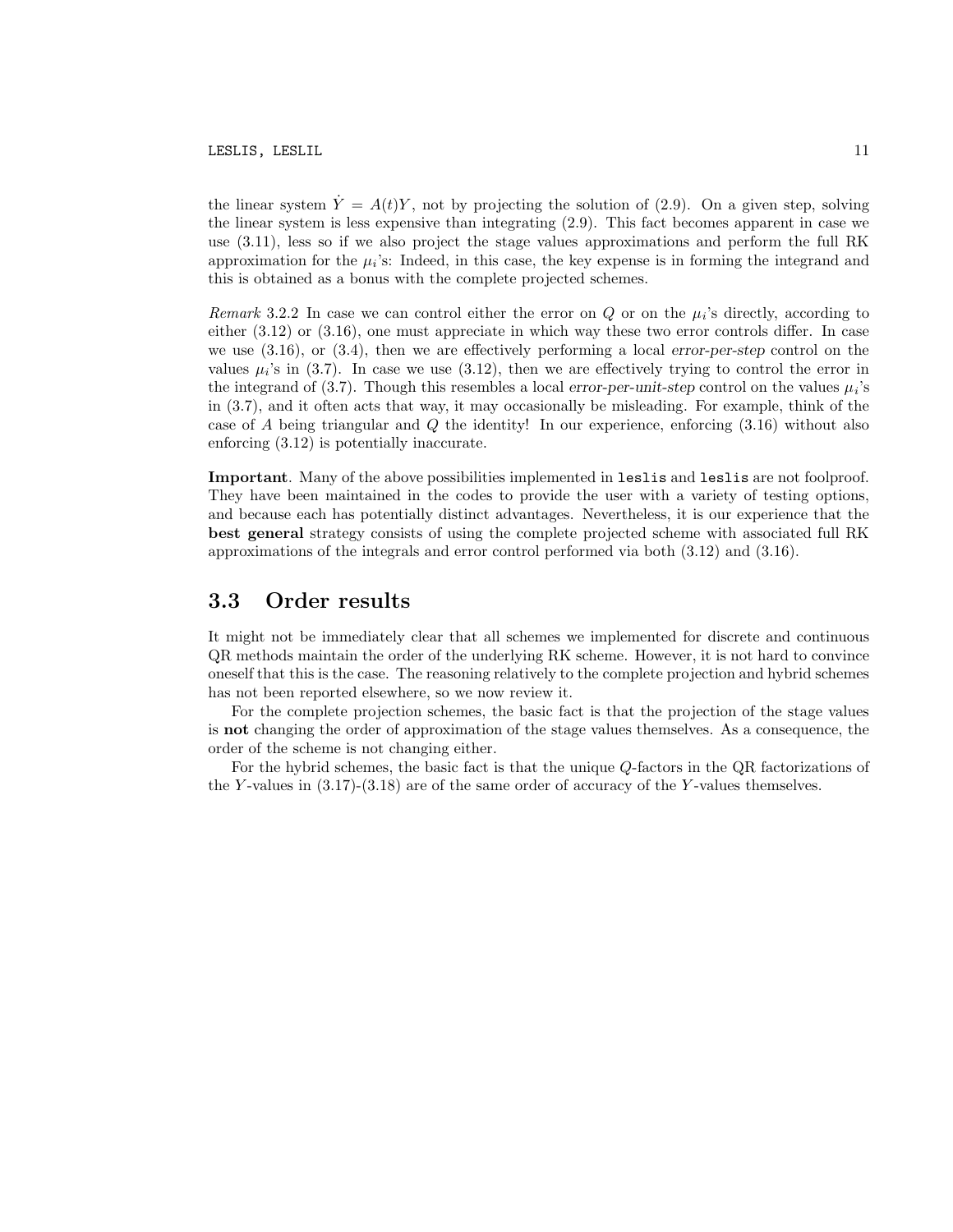the linear system $\dot{Y} = A(t)Y$, not by projecting the solution of (2.9). On a given step, solving the linear system is less expensive than integrating (2.9). This fact becomes apparent in case we use (3.11), less so if we also project the stage values approximations and perform the full RK approximation for the $\mu_i$'s: Indeed, in this case, the key expense is in forming the integrand and this is obtained as a bonus with the complete projected schemes.

*Remark* 3.2.2 In case we can control either the error on $Q$ or on the $\mu_i$'s directly, according to either (3.12) or (3.16), one must appreciate in which way these two error controls differ. In case we use (3.16), or (3.4), then we are effectively performing a local *error-per-step* control on the values $\mu_i$'s in (3.7). In case we use (3.12), then we are effectively trying to control the error in the integrand of (3.7). Though this resembles a local *error-per-unit-step* control on the values $\mu_i$'s in (3.7), and it often acts that way, it may occasionally be misleading. For example, think of the case of $A$ being triangular and $Q$ the identity! In our experience, enforcing (3.16) without also enforcing (3.12) is potentially inaccurate.

**Important**. Many of the above possibilities implemented in `leslis` and `leslis` are not foolproof. They have been maintained in the codes to provide the user with a variety of testing options, and because each has potentially distinct advantages. Nevertheless, it is our experience that the **best general** strategy consists of using the complete projected scheme with associated full RK approximations of the integrals and error control performed via both (3.12) and (3.16).

## 3.3 Order results

It might not be immediately clear that all schemes we implemented for discrete and continuous QR methods maintain the order of the underlying RK scheme. However, it is not hard to convince oneself that this is the case. The reasoning relatively to the complete projection and hybrid schemes has not been reported elsewhere, so we now review it.

For the complete projection schemes, the basic fact is that the projection of the stage values is **not** changing the order of approximation of the stage values themselves. As a consequence, the order of the scheme is not changing either.

For the hybrid schemes, the basic fact is that the unique $Q$-factors in the QR factorizations of the $Y$-values in (3.17)-(3.18) are of the same order of accuracy of the $Y$-values themselves.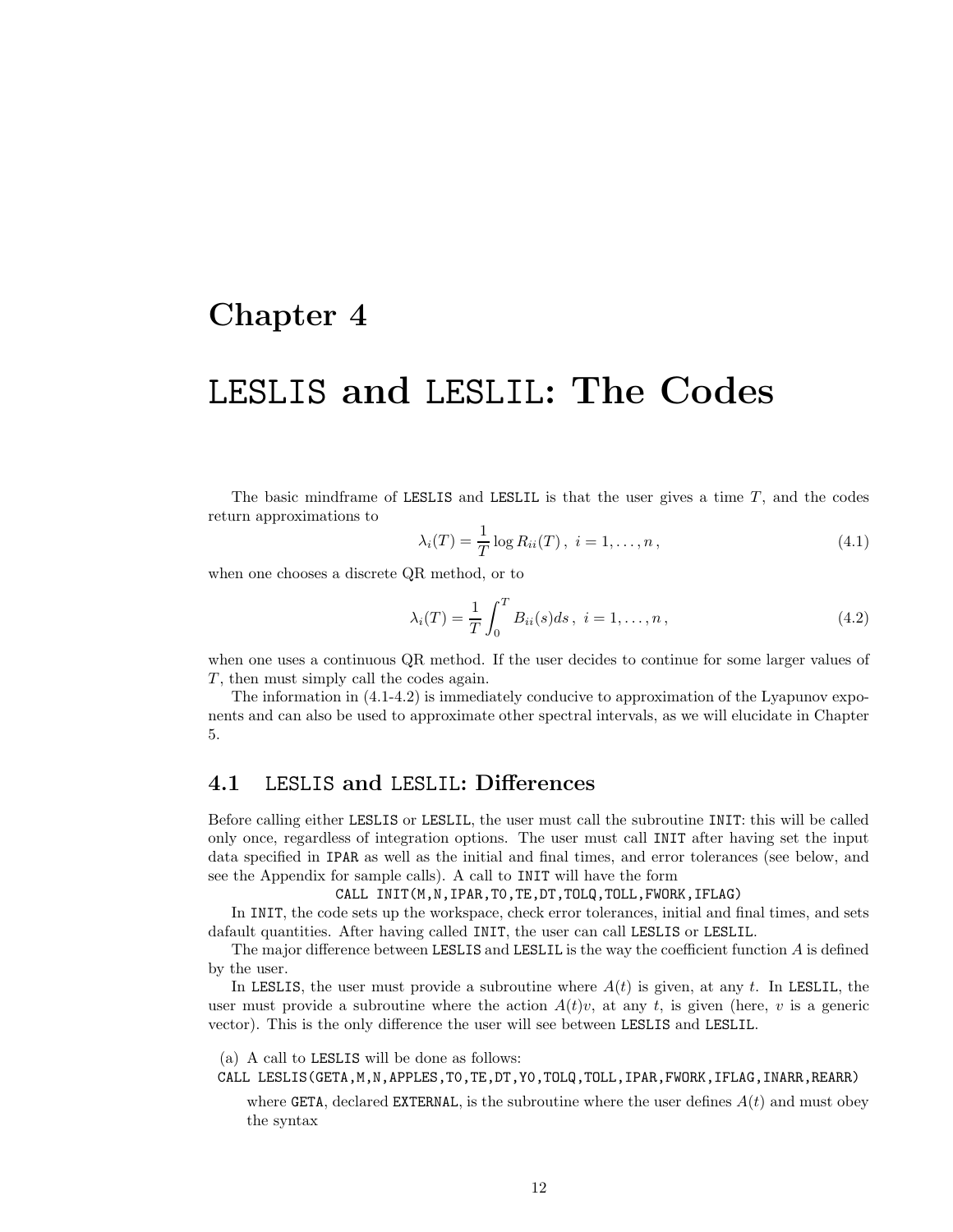# Chapter 4

# LESLIS and LESLIL: The Codes

The basic mindframe of LESLIS and LESLIL is that the user gives a time $T$, and the codes return approximations to

$$\lambda_i(T) = \frac{1}{T}\log R_{ii}(T)\,,\ i = 1, \ldots, n\,, \tag{4.1}$$

when one chooses a discrete QR method, or to

$$\lambda_i(T) = \frac{1}{T}\int_0^T B_{ii}(s)ds\,,\ i = 1, \ldots, n\,, \tag{4.2}$$

when one uses a continuous QR method. If the user decides to continue for some larger values of $T$, then must simply call the codes again.

The information in (4.1-4.2) is immediately conducive to approximation of the Lyapunov exponents and can also be used to approximate other spectral intervals, as we will elucidate in Chapter 5.

## 4.1 LESLIS and LESLIL: Differences

Before calling either LESLIS or LESLIL, the user must call the subroutine INIT: this will be called only once, regardless of integration options. The user must call INIT after having set the input data specified in IPAR as well as the initial and final times, and error tolerances (see below, and see the Appendix for sample calls). A call to INIT will have the form

```
CALL INIT(M,N,IPAR,T0,TE,DT,TOLQ,TOLL,FWORK,IFLAG)
```

In INIT, the code sets up the workspace, check error tolerances, initial and final times, and sets dafault quantities. After having called INIT, the user can call LESLIS or LESLIL.

The major difference between LESLIS and LESLIL is the way the coefficient function $A$ is defined by the user.

In LESLIS, the user must provide a subroutine where $A(t)$ is given, at any $t$. In LESLIL, the user must provide a subroutine where the action $A(t)v$, at any $t$, is given (here, $v$ is a generic vector). This is the only difference the user will see between LESLIS and LESLIL.

(a) A call to LESLIS will be done as follows:

```
CALL LESLIS(GETA,M,N,APPLES,T0,TE,DT,Y0,TOLQ,TOLL,IPAR,FWORK,IFLAG,INARR,REARR)
```

where GETA, declared EXTERNAL, is the subroutine where the user defines $A(t)$ and must obey the syntax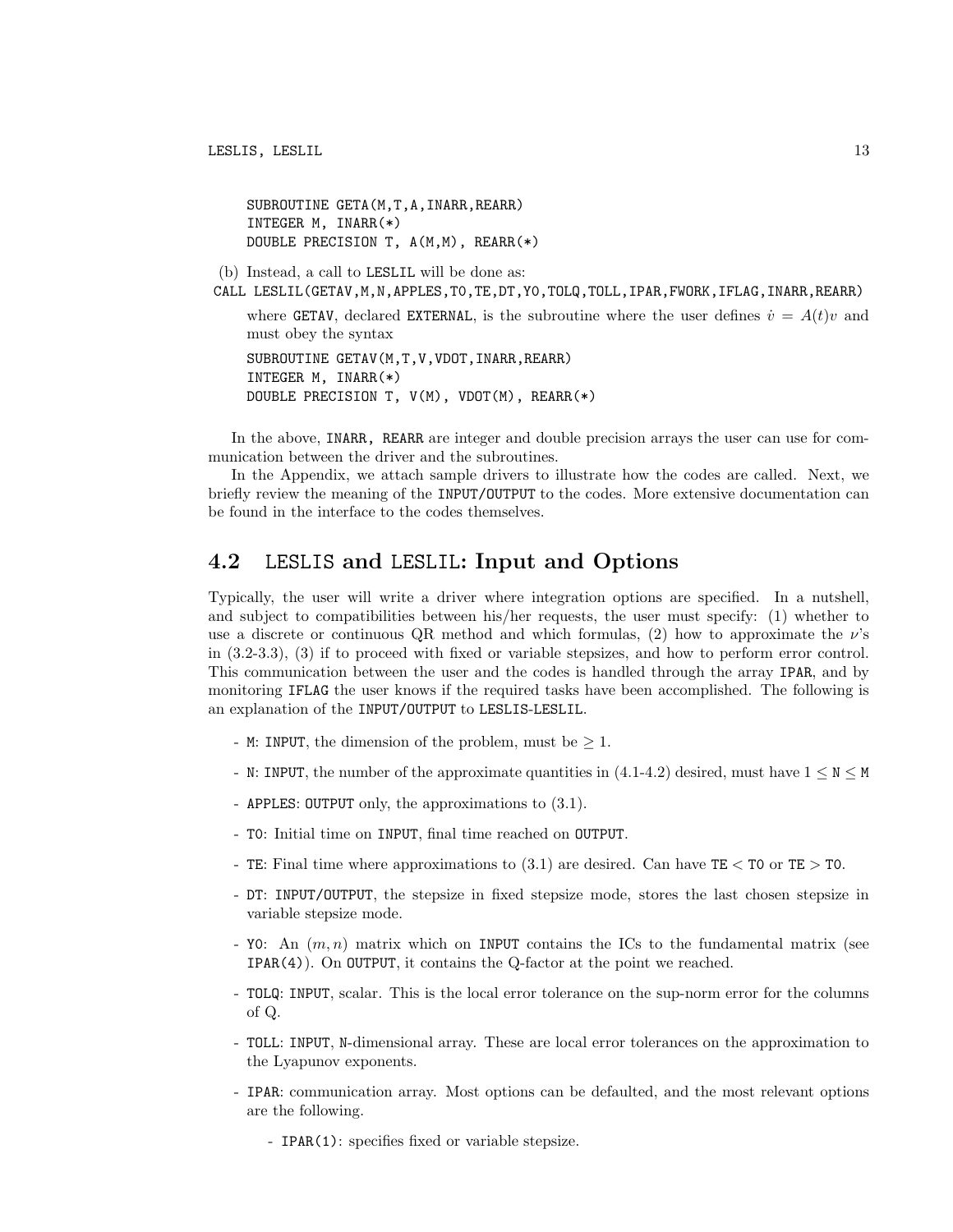```
SUBROUTINE GETA(M,T,A,INARR,REARR)
INTEGER M, INARR(*)
DOUBLE PRECISION T, A(M,M), REARR(*)
```

(b) Instead, a call to LESLIL will be done as:

```
CALL LESLIL(GETAV,M,N,APPLES,T0,TE,DT,Y0,TOLQ,TOLL,IPAR,FWORK,IFLAG,INARR,REARR)
```

where GETAV, declared EXTERNAL, is the subroutine where the user defines $\dot{v} = A(t)v$ and must obey the syntax

```
SUBROUTINE GETAV(M,T,V,VDOT,INARR,REARR)
INTEGER M, INARR(*)
DOUBLE PRECISION T, V(M), VDOT(M), REARR(*)
```

In the above, INARR, REARR are integer and double precision arrays the user can use for communication between the driver and the subroutines.

In the Appendix, we attach sample drivers to illustrate how the codes are called. Next, we briefly review the meaning of the INPUT/OUTPUT to the codes. More extensive documentation can be found in the interface to the codes themselves.

## 4.2 LESLIS and LESLIL: Input and Options

Typically, the user will write a driver where integration options are specified. In a nutshell, and subject to compatibilities between his/her requests, the user must specify: (1) whether to use a discrete or continuous QR method and which formulas, (2) how to approximate the $\nu$'s in (3.2-3.3), (3) if to proceed with fixed or variable stepsizes, and how to perform error control. This communication between the user and the codes is handled through the array IPAR, and by monitoring IFLAG the user knows if the required tasks have been accomplished. The following is an explanation of the INPUT/OUTPUT to LESLIS-LESLIL.

- M: INPUT, the dimension of the problem, must be $\geq 1$.
- N: INPUT, the number of the approximate quantities in (4.1-4.2) desired, must have $1 \leq \mathtt{N} \leq \mathtt{M}$
- APPLES: OUTPUT only, the approximations to (3.1).
- T0: Initial time on INPUT, final time reached on OUTPUT.
- TE: Final time where approximations to (3.1) are desired. Can have TE < T0 or TE > T0.
- DT: INPUT/OUTPUT, the stepsize in fixed stepsize mode, stores the last chosen stepsize in variable stepsize mode.
- Y0: An $(m, n)$ matrix which on INPUT contains the ICs to the fundamental matrix (see IPAR(4)). On OUTPUT, it contains the Q-factor at the point we reached.
- TOLQ: INPUT, scalar. This is the local error tolerance on the sup-norm error for the columns of Q.
- TOLL: INPUT, N-dimensional array. These are local error tolerances on the approximation to the Lyapunov exponents.
- IPAR: communication array. Most options can be defaulted, and the most relevant options are the following.
  - IPAR(1): specifies fixed or variable stepsize.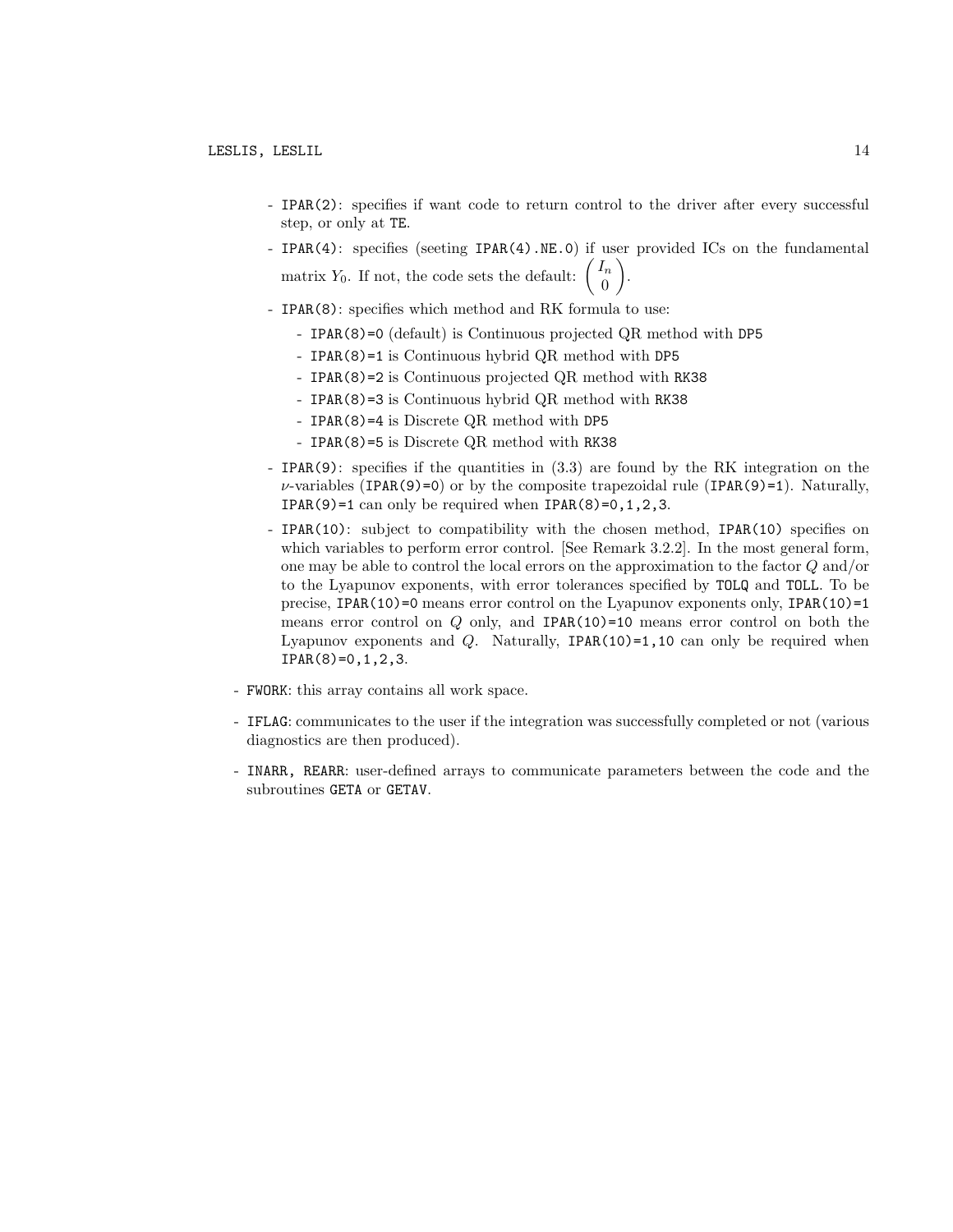- IPAR(2): specifies if want code to return control to the driver after every successful step, or only at TE.
- IPAR(4): specifies (seeting IPAR(4).NE.0) if user provided ICs on the fundamental matrix $Y_0$. If not, the code sets the default: $\begin{pmatrix} I_n \\ 0 \end{pmatrix}$.
- IPAR(8): specifies which method and RK formula to use:
  - IPAR(8)=0 (default) is Continuous projected QR method with DP5
  - IPAR(8)=1 is Continuous hybrid QR method with DP5
  - IPAR(8)=2 is Continuous projected QR method with RK38
  - IPAR(8)=3 is Continuous hybrid QR method with RK38
  - IPAR(8)=4 is Discrete QR method with DP5
  - IPAR(8)=5 is Discrete QR method with RK38
- IPAR(9): specifies if the quantities in (3.3) are found by the RK integration on the $\nu$-variables (IPAR(9)=0) or by the composite trapezoidal rule (IPAR(9)=1). Naturally, IPAR(9)=1 can only be required when IPAR(8)=0,1,2,3.
- IPAR(10): subject to compatibility with the chosen method, IPAR(10) specifies on which variables to perform error control. [See Remark 3.2.2]. In the most general form, one may be able to control the local errors on the approximation to the factor $Q$ and/or to the Lyapunov exponents, with error tolerances specified by TOLQ and TOLL. To be precise, IPAR(10)=0 means error control on the Lyapunov exponents only, IPAR(10)=1 means error control on $Q$ only, and IPAR(10)=10 means error control on both the Lyapunov exponents and $Q$. Naturally, IPAR(10)=1,10 can only be required when IPAR(8)=0,1,2,3.

- FWORK: this array contains all work space.
- IFLAG: communicates to the user if the integration was successfully completed or not (various diagnostics are then produced).
- INARR, REARR: user-defined arrays to communicate parameters between the code and the subroutines GETA or GETAV.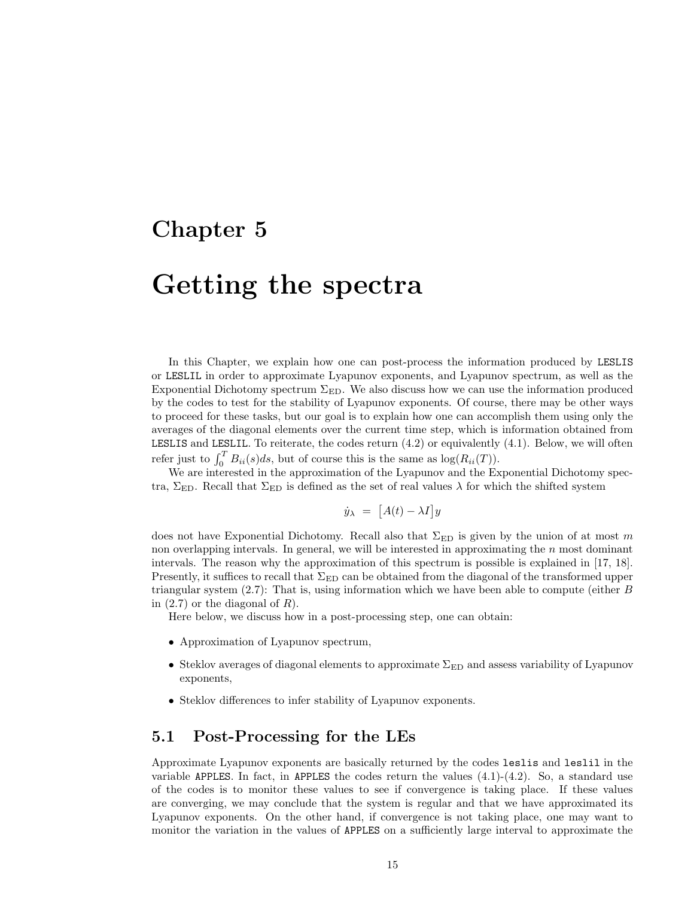# Chapter 5

# Getting the spectra

In this Chapter, we explain how one can post-process the information produced by LESLIS or LESLIL in order to approximate Lyapunov exponents, and Lyapunov spectrum, as well as the Exponential Dichotomy spectrum $\Sigma_{\text{ED}}$. We also discuss how we can use the information produced by the codes to test for the stability of Lyapunov exponents. Of course, there may be other ways to proceed for these tasks, but our goal is to explain how one can accomplish them using only the averages of the diagonal elements over the current time step, which is information obtained from LESLIS and LESLIL. To reiterate, the codes return (4.2) or equivalently (4.1). Below, we will often refer just to $\int_0^T B_{ii}(s)ds$, but of course this is the same as $\log(R_{ii}(T))$.

We are interested in the approximation of the Lyapunov and the Exponential Dichotomy spectra, $\Sigma_{\text{ED}}$. Recall that $\Sigma_{\text{ED}}$ is defined as the set of real values $\lambda$ for which the shifted system

$$\dot{y}_\lambda \;=\; \big[A(t) - \lambda I\big]y$$

does not have Exponential Dichotomy. Recall also that $\Sigma_{\text{ED}}$ is given by the union of at most $m$ non overlapping intervals. In general, we will be interested in approximating the $n$ most dominant intervals. The reason why the approximation of this spectrum is possible is explained in [17, 18]. Presently, it suffices to recall that $\Sigma_{\text{ED}}$ can be obtained from the diagonal of the transformed upper triangular system (2.7): That is, using information which we have been able to compute (either $B$ in (2.7) or the diagonal of $R$).

Here below, we discuss how in a post-processing step, one can obtain:

- Approximation of Lyapunov spectrum,
- Steklov averages of diagonal elements to approximate $\Sigma_{\text{ED}}$ and assess variability of Lyapunov exponents,
- Steklov differences to infer stability of Lyapunov exponents.

## 5.1 Post-Processing for the LEs

Approximate Lyapunov exponents are basically returned by the codes leslis and leslil in the variable APPLES. In fact, in APPLES the codes return the values (4.1)-(4.2). So, a standard use of the codes is to monitor these values to see if convergence is taking place. If these values are converging, we may conclude that the system is regular and that we have approximated its Lyapunov exponents. On the other hand, if convergence is not taking place, one may want to monitor the variation in the values of APPLES on a sufficiently large interval to approximate the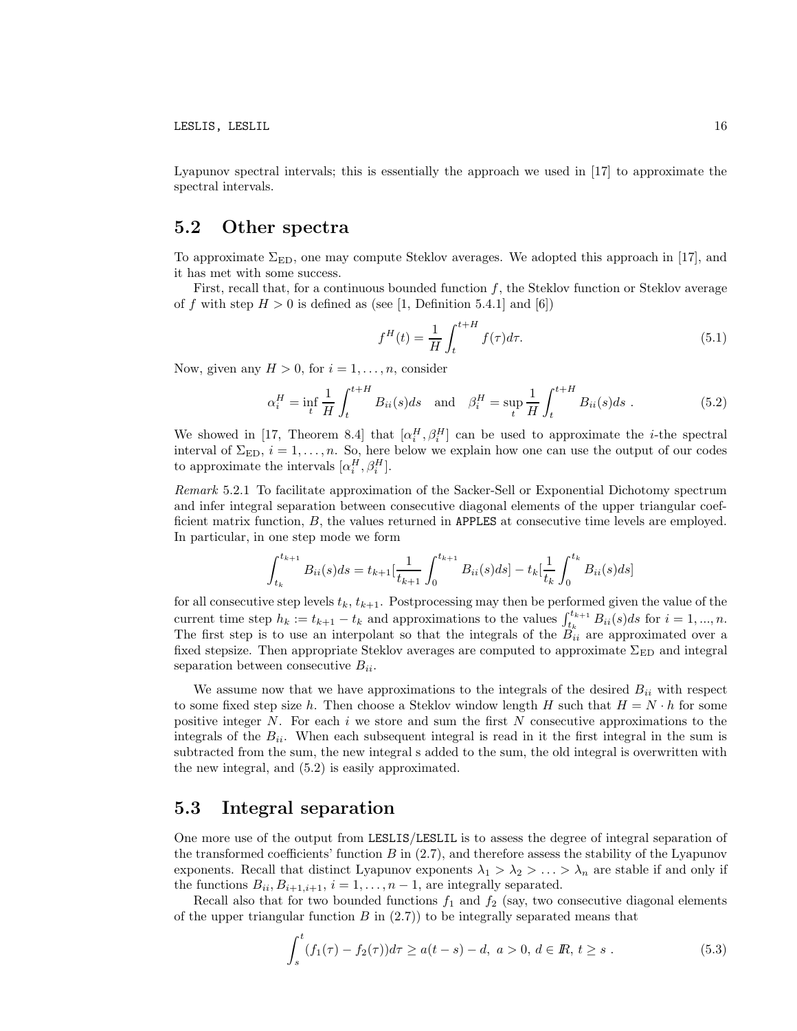Lyapunov spectral intervals; this is essentially the approach we used in [17] to approximate the spectral intervals.

## 5.2 Other spectra

To approximate $\Sigma_{\rm ED}$, one may compute Steklov averages. We adopted this approach in [17], and it has met with some success.

First, recall that, for a continuous bounded function $f$, the Steklov function or Steklov average of $f$ with step $H > 0$ is defined as (see [1, Definition 5.4.1] and [6])

$$f^H(t) = \frac{1}{H}\int_t^{t+H} f(\tau)d\tau. \tag{5.1}$$

Now, given any $H > 0$, for $i = 1, \ldots, n$, consider

$$\alpha_i^H = \inf_t \frac{1}{H}\int_t^{t+H} B_{ii}(s)ds \quad \text{and} \quad \beta_i^H = \sup_t \frac{1}{H}\int_t^{t+H} B_{ii}(s)ds \ . \tag{5.2}$$

We showed in [17, Theorem 8.4] that $[\alpha_i^H, \beta_i^H]$ can be used to approximate the $i$-the spectral interval of $\Sigma_{\rm ED}$, $i = 1, \ldots, n$. So, here below we explain how one can use the output of our codes to approximate the intervals $[\alpha_i^H, \beta_i^H]$.

*Remark* 5.2.1 To facilitate approximation of the Sacker-Sell or Exponential Dichotomy spectrum and infer integral separation between consecutive diagonal elements of the upper triangular coefficient matrix function, $B$, the values returned in `APPLES` at consecutive time levels are employed. In particular, in one step mode we form

$$\int_{t_k}^{t_{k+1}} B_{ii}(s)ds = t_{k+1}[\frac{1}{t_{k+1}}\int_0^{t_{k+1}} B_{ii}(s)ds] - t_k[\frac{1}{t_k}\int_0^{t_k} B_{ii}(s)ds]$$

for all consecutive step levels $t_k$, $t_{k+1}$. Postprocessing may then be performed given the value of the current time step $h_k := t_{k+1} - t_k$ and approximations to the values $\int_{t_k}^{t_{k+1}} B_{ii}(s)ds$ for $i = 1, ..., n$. The first step is to use an interpolant so that the integrals of the $B_{ii}$ are approximated over a fixed stepsize. Then appropriate Steklov averages are computed to approximate $\Sigma_{\rm ED}$ and integral separation between consecutive $B_{ii}$.

We assume now that we have approximations to the integrals of the desired $B_{ii}$ with respect to some fixed step size $h$. Then choose a Steklov window length $H$ such that $H = N \cdot h$ for some positive integer $N$. For each $i$ we store and sum the first $N$ consecutive approximations to the integrals of the $B_{ii}$. When each subsequent integral is read in it the first integral in the sum is subtracted from the sum, the new integral s added to the sum, the old integral is overwritten with the new integral, and (5.2) is easily approximated.

## 5.3 Integral separation

One more use of the output from `LESLIS`/`LESLIL` is to assess the degree of integral separation of the transformed coefficients' function $B$ in (2.7), and therefore assess the stability of the Lyapunov exponents. Recall that distinct Lyapunov exponents $\lambda_1 > \lambda_2 > \ldots > \lambda_n$ are stable if and only if the functions $B_{ii}, B_{i+1,i+1}$, $i = 1, \ldots, n-1$, are integrally separated.

Recall also that for two bounded functions $f_1$ and $f_2$ (say, two consecutive diagonal elements of the upper triangular function $B$ in (2.7)) to be integrally separated means that

$$\int_s^t (f_1(\tau) - f_2(\tau))d\tau \geq a(t-s) - d, \ a > 0, \ d \in I\!R, \ t \geq s \ . \tag{5.3}$$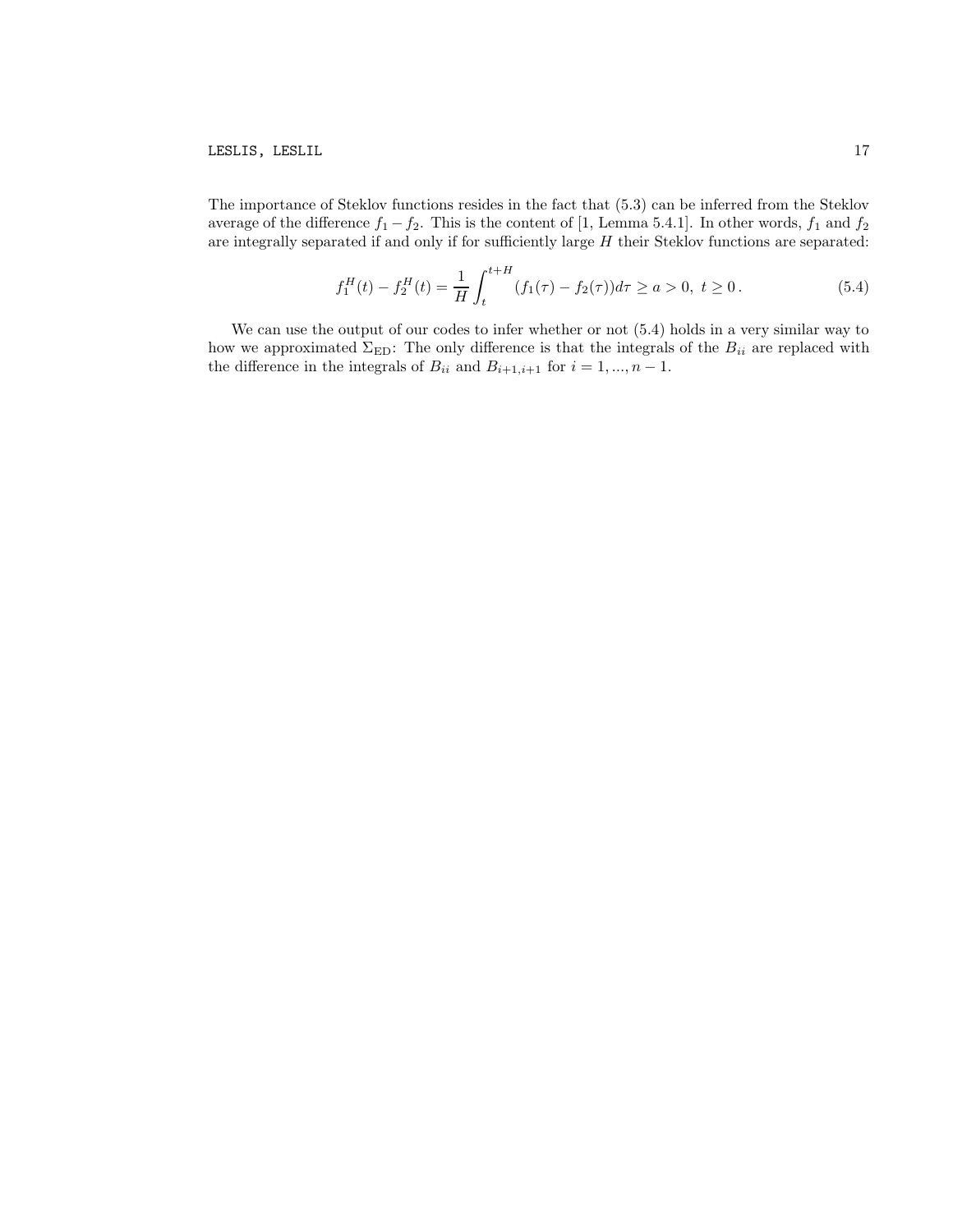The importance of Steklov functions resides in the fact that (5.3) can be inferred from the Steklov average of the difference $f_1 - f_2$. This is the content of [1, Lemma 5.4.1]. In other words, $f_1$ and $f_2$ are integrally separated if and only if for sufficiently large $H$ their Steklov functions are separated:

$$f_1^H(t) - f_2^H(t) = \frac{1}{H}\int_t^{t+H} (f_1(\tau) - f_2(\tau))d\tau \geq a > 0,\ t \geq 0\,. \tag{5.4}$$

We can use the output of our codes to infer whether or not (5.4) holds in a very similar way to how we approximated $\Sigma_{\text{ED}}$: The only difference is that the integrals of the $B_{ii}$ are replaced with the difference in the integrals of $B_{ii}$ and $B_{i+1,i+1}$ for $i = 1, ..., n-1$.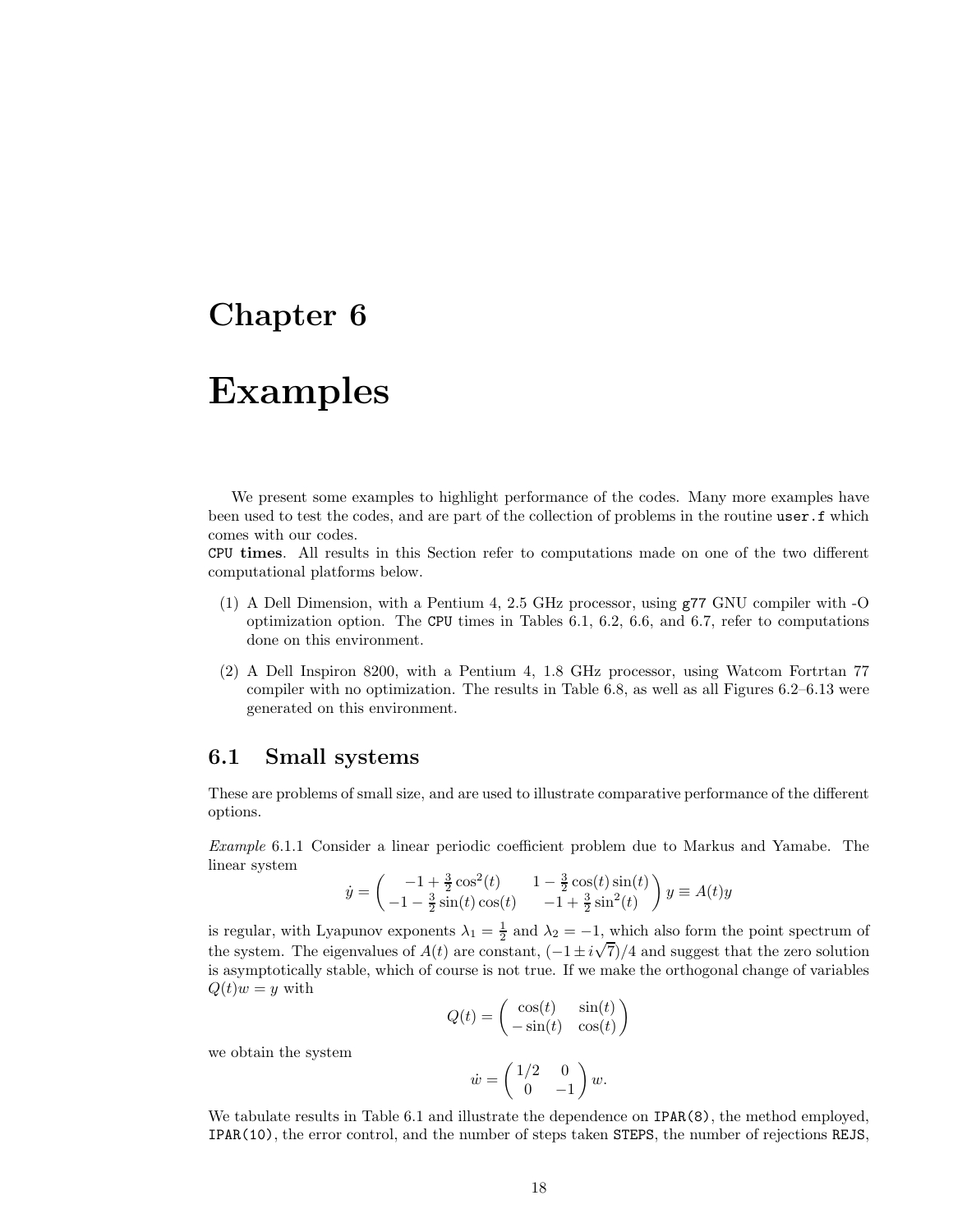# Chapter 6

# Examples

We present some examples to highlight performance of the codes. Many more examples have been used to test the codes, and are part of the collection of problems in the routine `user.f` which comes with our codes.

`CPU` **times**. All results in this Section refer to computations made on one of the two different computational platforms below.

(1) A Dell Dimension, with a Pentium 4, 2.5 GHz processor, using `g77` GNU compiler with -O optimization option. The `CPU` times in Tables 6.1, 6.2, 6.6, and 6.7, refer to computations done on this environment.

(2) A Dell Inspiron 8200, with a Pentium 4, 1.8 GHz processor, using Watcom Fortrtan 77 compiler with no optimization. The results in Table 6.8, as well as all Figures 6.2–6.13 were generated on this environment.

## 6.1 Small systems

These are problems of small size, and are used to illustrate comparative performance of the different options.

*Example* 6.1.1 Consider a linear periodic coefficient problem due to Markus and Yamabe. The linear system

$$\dot{y} = \begin{pmatrix} -1 + \frac{3}{2}\cos^2(t) & 1 - \frac{3}{2}\cos(t)\sin(t) \\ -1 - \frac{3}{2}\sin(t)\cos(t) & -1 + \frac{3}{2}\sin^2(t) \end{pmatrix} y \equiv A(t)y$$

is regular, with Lyapunov exponents $\lambda_1 = \frac{1}{2}$ and $\lambda_2 = -1$, which also form the point spectrum of the system. The eigenvalues of $A(t)$ are constant, $(-1 \pm i\sqrt{7})/4$ and suggest that the zero solution is asymptotically stable, which of course is not true. If we make the orthogonal change of variables $Q(t)w = y$ with

$$Q(t) = \begin{pmatrix} \cos(t) & \sin(t) \\ -\sin(t) & \cos(t) \end{pmatrix}$$

we obtain the system

$$\dot{w} = \begin{pmatrix} 1/2 & 0 \\ 0 & -1 \end{pmatrix} w.$$

We tabulate results in Table 6.1 and illustrate the dependence on `IPAR(8)`, the method employed, `IPAR(10)`, the error control, and the number of steps taken `STEPS`, the number of rejections `REJS`,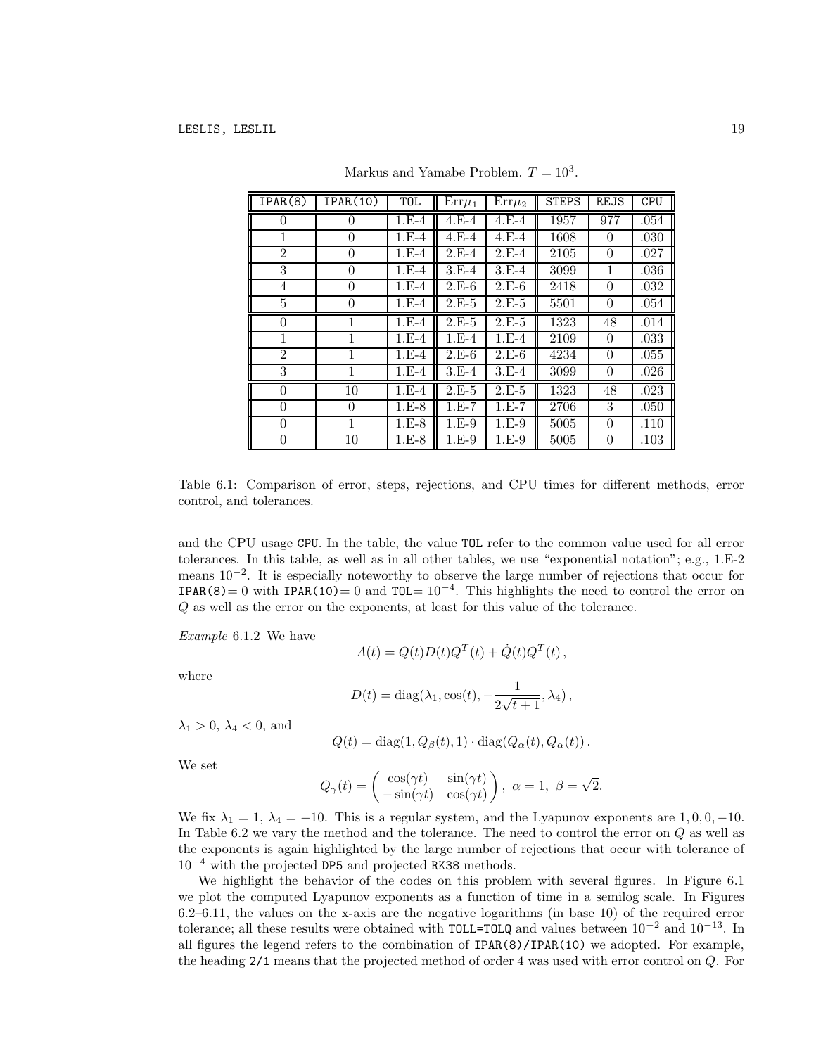Markus and Yamabe Problem. $T = 10^3$.

| IPAR(8) | IPAR(10) | TOL | Err$\mu_1$ | Err$\mu_2$ | STEPS | REJS | CPU |
|---|---|---|---|---|---|---|---|
| 0 | 0 | 1.E-4 | 4.E-4 | 4.E-4 | 1957 | 977 | .054 |
| 1 | 0 | 1.E-4 | 4.E-4 | 4.E-4 | 1608 | 0 | .030 |
| 2 | 0 | 1.E-4 | 2.E-4 | 2.E-4 | 2105 | 0 | .027 |
| 3 | 0 | 1.E-4 | 3.E-4 | 3.E-4 | 3099 | 1 | .036 |
| 4 | 0 | 1.E-4 | 2.E-6 | 2.E-6 | 2418 | 0 | .032 |
| 5 | 0 | 1.E-4 | 2.E-5 | 2.E-5 | 5501 | 0 | .054 |
| 0 | 1 | 1.E-4 | 2.E-5 | 2.E-5 | 1323 | 48 | .014 |
| 1 | 1 | 1.E-4 | 1.E-4 | 1.E-4 | 2109 | 0 | .033 |
| 2 | 1 | 1.E-4 | 2.E-6 | 2.E-6 | 4234 | 0 | .055 |
| 3 | 1 | 1.E-4 | 3.E-4 | 3.E-4 | 3099 | 0 | .026 |
| 0 | 10 | 1.E-4 | 2.E-5 | 2.E-5 | 1323 | 48 | .023 |
| 0 | 0 | 1.E-8 | 1.E-7 | 1.E-7 | 2706 | 3 | .050 |
| 0 | 1 | 1.E-8 | 1.E-9 | 1.E-9 | 5005 | 0 | .110 |
| 0 | 10 | 1.E-8 | 1.E-9 | 1.E-9 | 5005 | 0 | .103 |

Table 6.1: Comparison of error, steps, rejections, and CPU times for different methods, error control, and tolerances.

and the CPU usage CPU. In the table, the value TOL refer to the common value used for all error tolerances. In this table, as well as in all other tables, we use "exponential notation"; e.g., 1.E-2 means $10^{-2}$. It is especially noteworthy to observe the large number of rejections that occur for IPAR(8)$= 0$ with IPAR(10)$= 0$ and TOL$= 10^{-4}$. This highlights the need to control the error on $Q$ as well as the error on the exponents, at least for this value of the tolerance.

*Example* 6.1.2 We have

$$A(t) = Q(t)D(t)Q^T(t) + \dot{Q}(t)Q^T(t)\,,$$

where

$$D(t) = \mathrm{diag}(\lambda_1, \cos(t), -\frac{1}{2\sqrt{t+1}}, \lambda_4)\,,$$

$\lambda_1 > 0$, $\lambda_4 < 0$, and

$$Q(t) = \mathrm{diag}(1, Q_\beta(t), 1) \cdot \mathrm{diag}(Q_\alpha(t), Q_\alpha(t))\,.$$

We set

$$Q_\gamma(t) = \begin{pmatrix} \cos(\gamma t) & \sin(\gamma t) \\ -\sin(\gamma t) & \cos(\gamma t) \end{pmatrix},\ \alpha = 1,\ \beta = \sqrt{2}.$$

We fix $\lambda_1 = 1$, $\lambda_4 = -10$. This is a regular system, and the Lyapunov exponents are $1, 0, 0, -10$. In Table 6.2 we vary the method and the tolerance. The need to control the error on $Q$ as well as the exponents is again highlighted by the large number of rejections that occur with tolerance of $10^{-4}$ with the projected DP5 and projected RK38 methods.

We highlight the behavior of the codes on this problem with several figures. In Figure 6.1 we plot the computed Lyapunov exponents as a function of time in a semilog scale. In Figures 6.2–6.11, the values on the x-axis are the negative logarithms (in base 10) of the required error tolerance; all these results were obtained with TOLL=TOLQ and values between $10^{-2}$ and $10^{-13}$. In all figures the legend refers to the combination of IPAR(8)/IPAR(10) we adopted. For example, the heading 2/1 means that the projected method of order 4 was used with error control on $Q$. For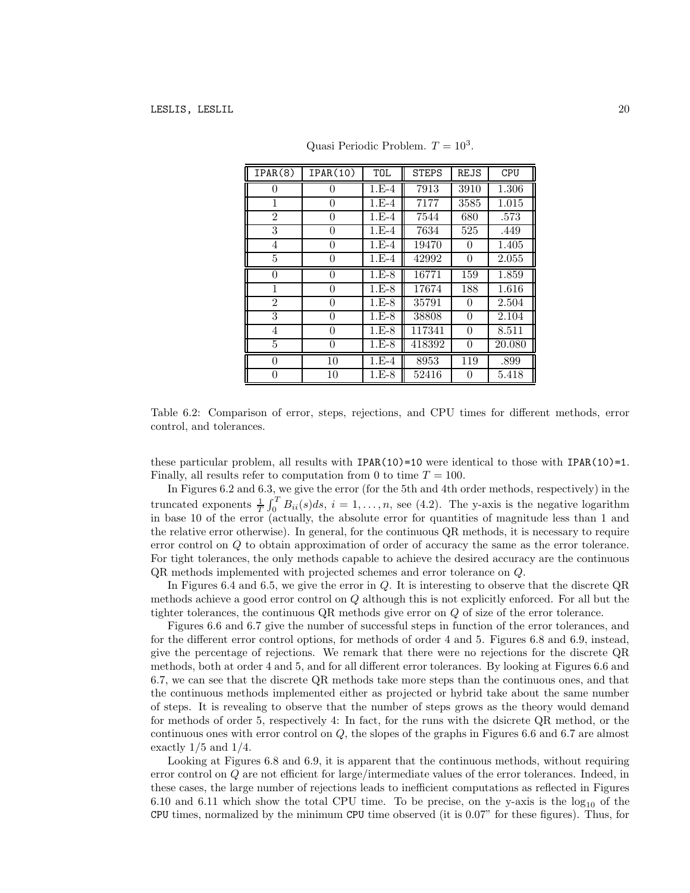Quasi Periodic Problem. $T = 10^3$.

| IPAR(8) | IPAR(10) | TOL | STEPS | REJS | CPU |
|---|---|---|---|---|---|
| 0 | 0 | 1.E-4 | 7913 | 3910 | 1.306 |
| 1 | 0 | 1.E-4 | 7177 | 3585 | 1.015 |
| 2 | 0 | 1.E-4 | 7544 | 680 | .573 |
| 3 | 0 | 1.E-4 | 7634 | 525 | .449 |
| 4 | 0 | 1.E-4 | 19470 | 0 | 1.405 |
| 5 | 0 | 1.E-4 | 42992 | 0 | 2.055 |
| 0 | 0 | 1.E-8 | 16771 | 159 | 1.859 |
| 1 | 0 | 1.E-8 | 17674 | 188 | 1.616 |
| 2 | 0 | 1.E-8 | 35791 | 0 | 2.504 |
| 3 | 0 | 1.E-8 | 38808 | 0 | 2.104 |
| 4 | 0 | 1.E-8 | 117341 | 0 | 8.511 |
| 5 | 0 | 1.E-8 | 418392 | 0 | 20.080 |
| 0 | 10 | 1.E-4 | 8953 | 119 | .899 |
| 0 | 10 | 1.E-8 | 52416 | 0 | 5.418 |

Table 6.2: Comparison of error, steps, rejections, and CPU times for different methods, error control, and tolerances.

these particular problem, all results with IPAR(10)=10 were identical to those with IPAR(10)=1. Finally, all results refer to computation from 0 to time $T = 100$.

In Figures 6.2 and 6.3, we give the error (for the 5th and 4th order methods, respectively) in the truncated exponents $\frac{1}{T}\int_0^T B_{ii}(s)ds$, $i = 1, \ldots, n$, see (4.2). The y-axis is the negative logarithm in base 10 of the error (actually, the absolute error for quantities of magnitude less than 1 and the relative error otherwise). In general, for the continuous QR methods, it is necessary to require error control on $Q$ to obtain approximation of order of accuracy the same as the error tolerance. For tight tolerances, the only methods capable to achieve the desired accuracy are the continuous QR methods implemented with projected schemes and error tolerance on $Q$.

In Figures 6.4 and 6.5, we give the error in $Q$. It is interesting to observe that the discrete QR methods achieve a good error control on $Q$ although this is not explicitly enforced. For all but the tighter tolerances, the continuous QR methods give error on $Q$ of size of the error tolerance.

Figures 6.6 and 6.7 give the number of successful steps in function of the error tolerances, and for the different error control options, for methods of order 4 and 5. Figures 6.8 and 6.9, instead, give the percentage of rejections. We remark that there were no rejections for the discrete QR methods, both at order 4 and 5, and for all different error tolerances. By looking at Figures 6.6 and 6.7, we can see that the discrete QR methods take more steps than the continuous ones, and that the continuous methods implemented either as projected or hybrid take about the same number of steps. It is revealing to observe that the number of steps grows as the theory would demand for methods of order 5, respectively 4: In fact, for the runs with the dsicrete QR method, or the continuous ones with error control on $Q$, the slopes of the graphs in Figures 6.6 and 6.7 are almost exactly $1/5$ and $1/4$.

Looking at Figures 6.8 and 6.9, it is apparent that the continuous methods, without requiring error control on $Q$ are not efficient for large/intermediate values of the error tolerances. Indeed, in these cases, the large number of rejections leads to inefficient computations as reflected in Figures 6.10 and 6.11 which show the total CPU time. To be precise, on the y-axis is the $\log_{10}$ of the CPU times, normalized by the minimum CPU time observed (it is 0.07" for these figures). Thus, for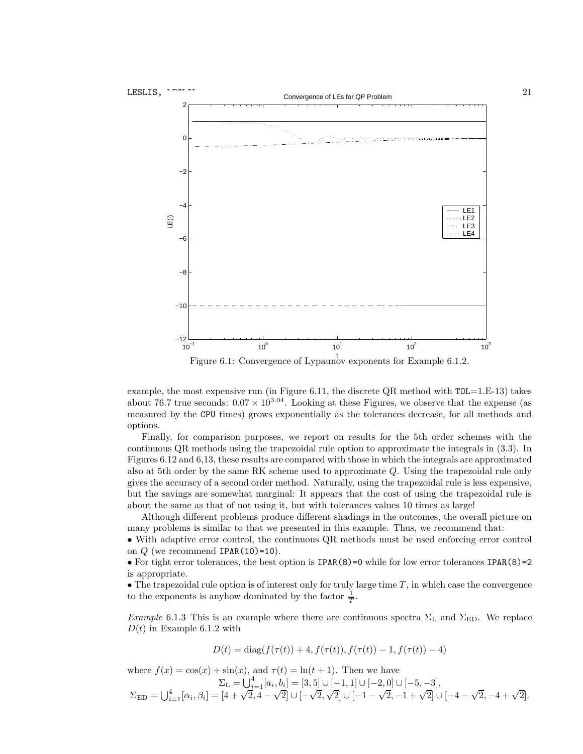Convergence of LEs for QP Problem

2
0
−2
−4
−6
−8
−10
−12

LE(i)

$10^{-1}$ $10^{0}$ $10^{1}$ $10^{2}$ $10^{3}$

t

LE1
LE2
LE3
LE4

Figure 6.1: Convergence of Lypaunov exponents for Example 6.1.2.

example, the most expensive run (in Figure 6.11, the discrete QR method with TOL=1.E-13) takes about 76.7 true seconds: $0.07 \times 10^{3.04}$. Looking at these Figures, we observe that the expense (as measured by the CPU times) grows exponentially as the tolerances decrease, for all methods and options.

Finally, for comparison purposes, we report on results for the 5th order schemes with the continuous QR methods using the trapezoidal rule option to approximate the integrals in (3.3). In Figures 6.12 and 6,13, these results are compared with those in which the integrals are approximated also at 5th order by the same RK scheme used to approximate $Q$. Using the trapezoidal rule only gives the accuracy of a second order method. Naturally, using the trapezoidal rule is less expensive, but the savings are somewhat marginal: It appears that the cost of using the trapezoidal rule is about the same as that of not using it, but with tolerances values 10 times as large!

Although different problems produce different shadings in the outcomes, the overall picture on many problems is similar to that we presented in this example. Thus, we recommend that:

- With adaptive error control, the continuous QR methods must be used enforcing error control on $Q$ (we recommend IPAR(10)=10).
- For tight error tolerances, the best option is IPAR(8)=0 while for low error tolerances IPAR(8)=2 is appropriate.
- The trapezoidal rule option is of interest only for truly large time $T$, in which case the convergence to the exponents is anyhow dominated by the factor $\frac{1}{T}$.

*Example* 6.1.3 This is an example where there are continuous spectra $\Sigma_{\rm L}$ and $\Sigma_{\rm ED}$. We replace $D(t)$ in Example 6.1.2 with

$$D(t) = \mathrm{diag}(f(\tau(t)) + 4, f(\tau(t)), f(\tau(t)) - 1, f(\tau(t)) - 4)$$

where $f(x) = \cos(x) + \sin(x)$, and $\tau(t) = \ln(t + 1)$. Then we have

$$\Sigma_{\rm L} = \bigcup_{i=1}^{4} [a_i, b_i] = [3, 5] \cup [-1, 1] \cup [-2, 0] \cup [-5, -3],$$

$$\Sigma_{\rm ED} = \bigcup_{i=1}^{4} [\alpha_i, \beta_i] = [4 + \sqrt{2}, 4 - \sqrt{2}] \cup [-\sqrt{2}, \sqrt{2}] \cup [-1 - \sqrt{2}, -1 + \sqrt{2}] \cup [-4 - \sqrt{2}, -4 + \sqrt{2}].$$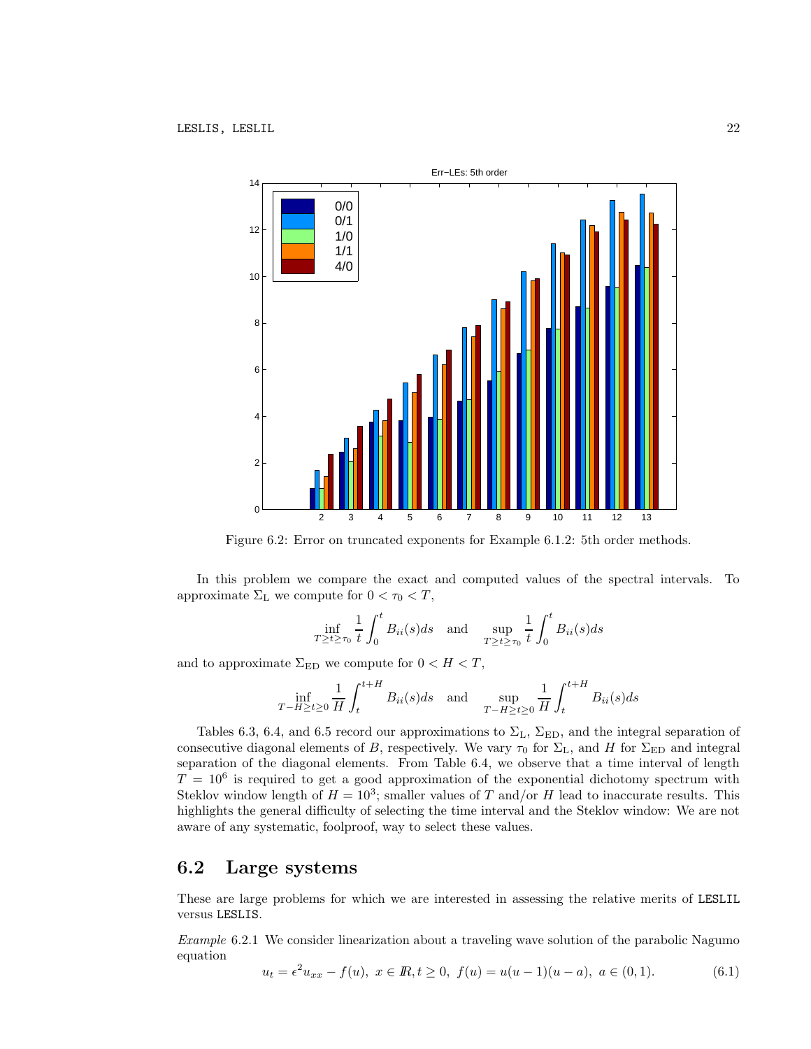Err−LEs: 5th order

0/0
0/1
1/0
1/1
4/0

0
2
4
6
8
10
12
14

2 3 4 5 6 7 8 9 10 11 12 13

Figure 6.2: Error on truncated exponents for Example 6.1.2: 5th order methods.

In this problem we compare the exact and computed values of the spectral intervals. To approximate $\Sigma_{\rm L}$ we compute for $0 < \tau_0 < T$,

$$\inf_{T \geq t \geq \tau_0} \frac{1}{t} \int_0^t B_{ii}(s)ds \quad \text{and} \quad \sup_{T \geq t \geq \tau_0} \frac{1}{t} \int_0^t B_{ii}(s)ds$$

and to approximate $\Sigma_{\rm ED}$ we compute for $0 < H < T$,

$$\inf_{T-H \geq t \geq 0} \frac{1}{H} \int_t^{t+H} B_{ii}(s)ds \quad \text{and} \quad \sup_{T-H \geq t \geq 0} \frac{1}{H} \int_t^{t+H} B_{ii}(s)ds$$

Tables 6.3, 6.4, and 6.5 record our approximations to $\Sigma_{\rm L}$, $\Sigma_{\rm ED}$, and the integral separation of consecutive diagonal elements of $B$, respectively. We vary $\tau_0$ for $\Sigma_{\rm L}$, and $H$ for $\Sigma_{\rm ED}$ and integral separation of the diagonal elements. From Table 6.4, we observe that a time interval of length $T = 10^6$ is required to get a good approximation of the exponential dichotomy spectrum with Steklov window length of $H = 10^3$; smaller values of $T$ and/or $H$ lead to inaccurate results. This highlights the general difficulty of selecting the time interval and the Steklov window: We are not aware of any systematic, foolproof, way to select these values.

## 6.2 Large systems

These are large problems for which we are interested in assessing the relative merits of LESLIL versus LESLIS.

*Example* 6.2.1 We consider linearization about a traveling wave solution of the parabolic Nagumo equation

$$u_t = \epsilon^2 u_{xx} - f(u), \ x \in I\!R, t \geq 0, \ f(u) = u(u-1)(u-a), \ a \in (0,1). \tag{6.1}$$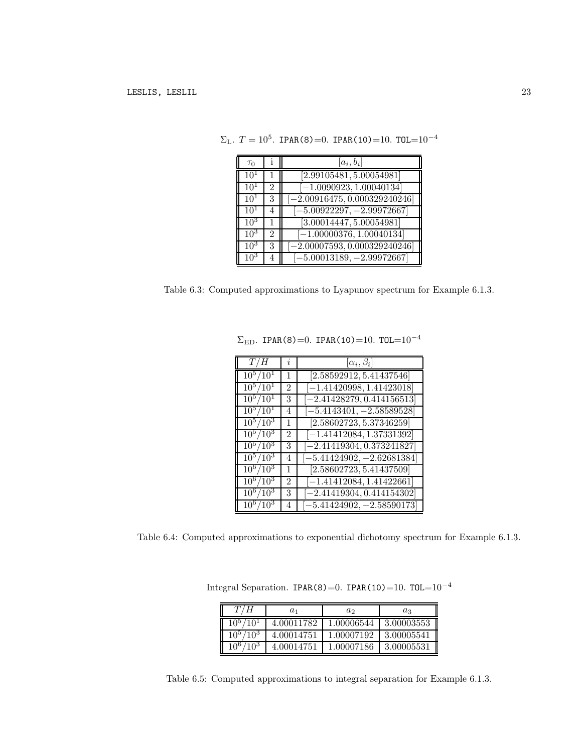$\Sigma_{\text{L}}$. $T = 10^5$. IPAR(8)=0. IPAR(10)=10. TOL=$10^{-4}$

| $\tau_0$ | i | $[a_i, b_i]$ |
|---|---|---|
| $10^1$ | 1 | $[2.99105481, 5.00054981]$ |
| $10^1$ | 2 | $[-1.0090923, 1.00040134]$ |
| $10^1$ | 3 | $[-2.00916475, 0.000329240246]$ |
| $10^1$ | 4 | $[-5.00922297, -2.99972667]$ |
| $10^3$ | 1 | $[3.00014447, 5.00054981]$ |
| $10^3$ | 2 | $[-1.00000376, 1.00040134]$ |
| $10^3$ | 3 | $[-2.00007593, 0.000329240246]$ |
| $10^3$ | 4 | $[-5.00013189, -2.99972667]$ |

Table 6.3: Computed approximations to Lyapunov spectrum for Example 6.1.3.

$\Sigma_{\text{ED}}$. IPAR(8)=0. IPAR(10)=10. TOL=$10^{-4}$

| $T/H$ | $i$ | $[\alpha_i, \beta_i]$ |
|---|---|---|
| $10^5/10^1$ | 1 | $[2.58592912, 5.41437546]$ |
| $10^5/10^1$ | 2 | $[-1.41420998, 1.41423018]$ |
| $10^5/10^1$ | 3 | $[-2.41428279, 0.414156513]$ |
| $10^5/10^1$ | 4 | $[-5.4143401, -2.58589528]$ |
| $10^5/10^3$ | 1 | $[2.58602723, 5.37346259]$ |
| $10^5/10^3$ | 2 | $[-1.41412084, 1.37331392]$ |
| $10^5/10^3$ | 3 | $[-2.41419304, 0.373241827]$ |
| $10^5/10^3$ | 4 | $[-5.41424902, -2.62681384]$ |
| $10^6/10^3$ | 1 | $[2.58602723, 5.41437509]$ |
| $10^6/10^3$ | 2 | $[-1.41412084, 1.41422661]$ |
| $10^6/10^3$ | 3 | $[-2.41419304, 0.414154302]$ |
| $10^6/10^3$ | 4 | $[-5.41424902, -2.58590173]$ |

Table 6.4: Computed approximations to exponential dichotomy spectrum for Example 6.1.3.

Integral Separation. IPAR(8)=0. IPAR(10)=10. TOL=$10^{-4}$

| $T/H$ | $a_1$ | $a_2$ | $a_3$ |
|---|---|---|---|
| $10^5/10^1$ | 4.00011782 | 1.00006544 | 3.00003553 |
| $10^5/10^3$ | 4.00014751 | 1.00007192 | 3.00005541 |
| $10^6/10^3$ | 4.00014751 | 1.00007186 | 3.00005531 |

Table 6.5: Computed approximations to integral separation for Example 6.1.3.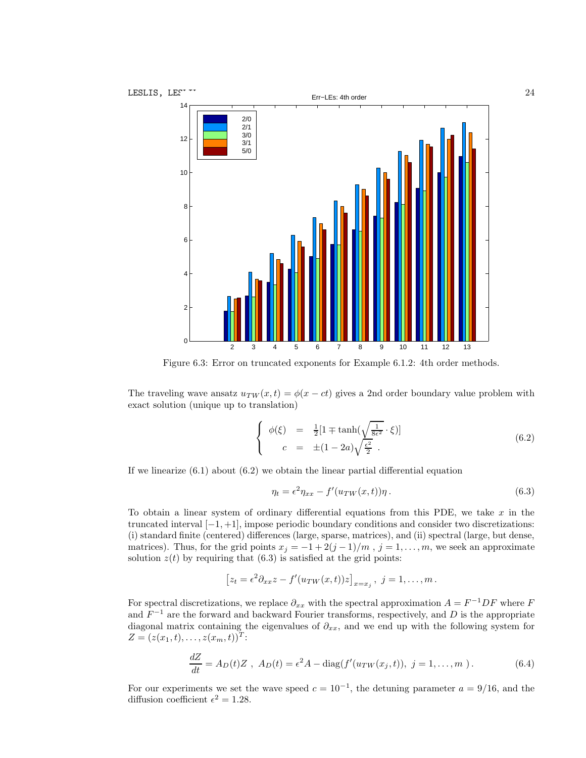Err−LEs: 4th order

14

12

10

8

6

4

2

0

2 3 4 5 6 7 8 9 10 11 12 13

2/0
2/1
3/0
3/1
5/0

Figure 6.3: Error on truncated exponents for Example 6.1.2: 4th order methods.

The traveling wave ansatz $u_{TW}(x,t) = \phi(x - ct)$ gives a 2nd order boundary value problem with exact solution (unique up to translation)

$$\left\{ \begin{array}{rcl} \phi(\xi) & = & \frac{1}{2}[1 \mp \tanh(\sqrt{\frac{1}{8\epsilon^2}} \cdot \xi)] \\ c & = & \pm(1-2a)\sqrt{\frac{\epsilon^2}{2}} \;. \end{array} \right. \tag{6.2}$$

If we linearize (6.1) about (6.2) we obtain the linear partial differential equation

$$\eta_t = \epsilon^2 \eta_{xx} - f'(u_{TW}(x,t))\eta \,. \tag{6.3}$$

To obtain a linear system of ordinary differential equations from this PDE, we take $x$ in the truncated interval $[-1, +1]$, impose periodic boundary conditions and consider two discretizations: (i) standard finite (centered) differences (large, sparse, matrices), and (ii) spectral (large, but dense, matrices). Thus, for the grid points $x_j = -1 + 2(j-1)/m$ , $j = 1, \ldots, m$, we seek an approximate solution $z(t)$ by requiring that (6.3) is satisfied at the grid points:

$$\left[z_t = \epsilon^2 \partial_{xx} z - f'(u_{TW}(x,t))z\right]_{x=x_j}, \; j = 1, \ldots, m \,.$$

For spectral discretizations, we replace $\partial_{xx}$ with the spectral approximation $A = F^{-1}DF$ where $F$ and $F^{-1}$ are the forward and backward Fourier transforms, respectively, and $D$ is the appropriate diagonal matrix containing the eigenvalues of $\partial_{xx}$, and we end up with the following system for $Z = (z(x_1,t), \ldots, z(x_m,t))^T$:

$$\frac{dZ}{dt} = A_D(t)Z \;, \; A_D(t) = \epsilon^2 A - \mathrm{diag}(f'(u_{TW}(x_j,t)), \; j = 1, \ldots, m \;) \,. \tag{6.4}$$

For our experiments we set the wave speed $c = 10^{-1}$, the detuning parameter $a = 9/16$, and the diffusion coefficient $\epsilon^2 = 1.28$.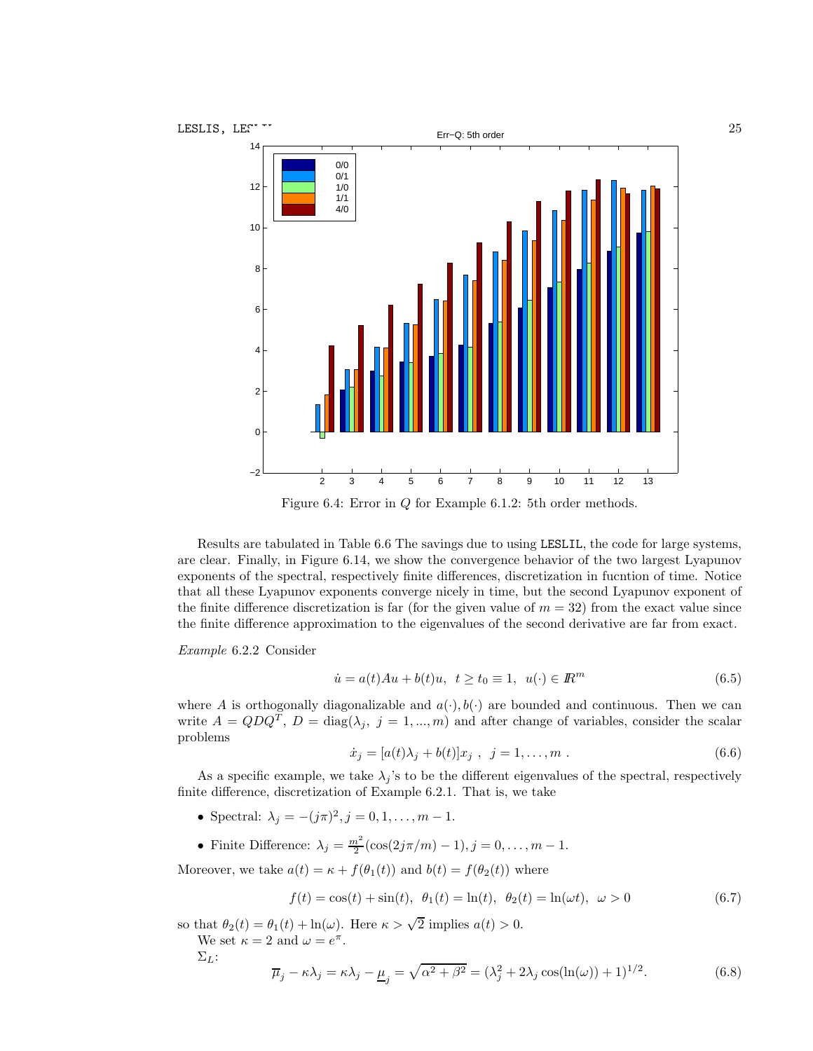Figure 6.4: Error in $Q$ for Example 6.1.2: 5th order methods.

Results are tabulated in Table 6.6 The savings due to using LESLIL, the code for large systems, are clear. Finally, in Figure 6.14, we show the convergence behavior of the two largest Lyapunov exponents of the spectral, respectively finite differences, discretization in fucntion of time. Notice that all these Lyapunov exponents converge nicely in time, but the second Lyapunov exponent of the finite difference discretization is far (for the given value of $m = 32$) from the exact value since the finite difference approximation to the eigenvalues of the second derivative are far from exact.

*Example* 6.2.2 Consider

$$\dot{u} = a(t)Au + b(t)u, \;\; t \geq t_0 \equiv 1, \;\; u(\cdot) \in I\!R^m \tag{6.5}$$

where $A$ is orthogonally diagonalizable and $a(\cdot), b(\cdot)$ are bounded and continuous. Then we can write $A = QDQ^T$, $D = \text{diag}(\lambda_j, \; j = 1, ..., m)$ and after change of variables, consider the scalar problems

$$\dot{x}_j = [a(t)\lambda_j + b(t)]x_j \;, \;\; j = 1, \ldots, m \; . \tag{6.6}$$

As a specific example, we take $\lambda_j$'s to be the different eigenvalues of the spectral, respectively finite difference, discretization of Example 6.2.1. That is, we take

- Spectral: $\lambda_j = -(j\pi)^2, j = 0, 1, \ldots, m-1$.
- Finite Difference: $\lambda_j = \frac{m^2}{2}(\cos(2j\pi/m) - 1), j = 0, \ldots, m-1$.

Moreover, we take $a(t) = \kappa + f(\theta_1(t))$ and $b(t) = f(\theta_2(t))$ where

$$f(t) = \cos(t) + \sin(t), \;\; \theta_1(t) = \ln(t), \;\; \theta_2(t) = \ln(\omega t), \;\; \omega > 0 \tag{6.7}$$

so that $\theta_2(t) = \theta_1(t) + \ln(\omega)$. Here $\kappa > \sqrt{2}$ implies $a(t) > 0$.

We set $\kappa = 2$ and $\omega = e^{\pi}$.

$\Sigma_L$:

$$\overline{\mu}_j - \kappa\lambda_j = \kappa\lambda_j - \underline{\mu}_j = \sqrt{\alpha^2 + \beta^2} = (\lambda_j^2 + 2\lambda_j \cos(\ln(\omega)) + 1)^{1/2}. \tag{6.8}$$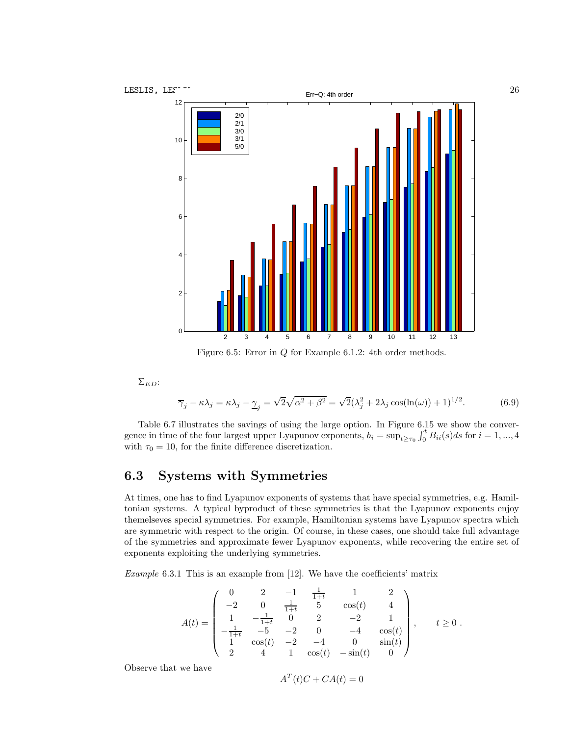Err−Q: 4th order

12
10
8
6
4
2
0

2 3 4 5 6 7 8 9 10 11 12 13

2/0
2/1
3/0
3/1
5/0

Figure 6.5: Error in $Q$ for Example 6.1.2: 4th order methods.

$\Sigma_{ED}$:

$$\overline{\gamma}_j - \kappa\lambda_j = \kappa\lambda_j - \underline{\gamma}_j = \sqrt{2}\sqrt{\alpha^2+\beta^2} = \sqrt{2}(\lambda_j^2 + 2\lambda_j\cos(\ln(\omega)) + 1)^{1/2}. \tag{6.9}$$

Table 6.7 illustrates the savings of using the large option. In Figure 6.15 we show the convergence in time of the four largest upper Lyapunov exponents, $b_i = \sup_{t\geq\tau_0}\int_0^t B_{ii}(s)ds$ for $i = 1, ..., 4$ with $\tau_0 = 10$, for the finite difference discretization.

## 6.3 Systems with Symmetries

At times, one has to find Lyapunov exponents of systems that have special symmetries, e.g. Hamiltonian systems. A typical byproduct of these symmetries is that the Lyapunov exponents enjoy themelseves special symmetries. For example, Hamiltonian systems have Lyapunov spectra which are symmetric with respect to the origin. Of course, in these cases, one should take full advantage of the symmetries and approximate fewer Lyapunov exponents, while recovering the entire set of exponents exploiting the underlying symmetries.

*Example* 6.3.1 This is an example from [12]. We have the coefficients' matrix

$$A(t) = \begin{pmatrix} 0 & 2 & -1 & \frac{1}{1+t} & 1 & 2 \\ -2 & 0 & \frac{1}{1+t} & 5 & \cos(t) & 4 \\ 1 & -\frac{1}{1+t} & 0 & 2 & -2 & 1 \\ -\frac{1}{1+t} & -5 & -2 & 0 & -4 & \cos(t) \\ 1 & \cos(t) & -2 & -4 & 0 & \sin(t) \\ 2 & 4 & 1 & \cos(t) & -\sin(t) & 0 \end{pmatrix}, \qquad t \geq 0 .$$

Observe that we have

$$A^T(t)C + CA(t) = 0$$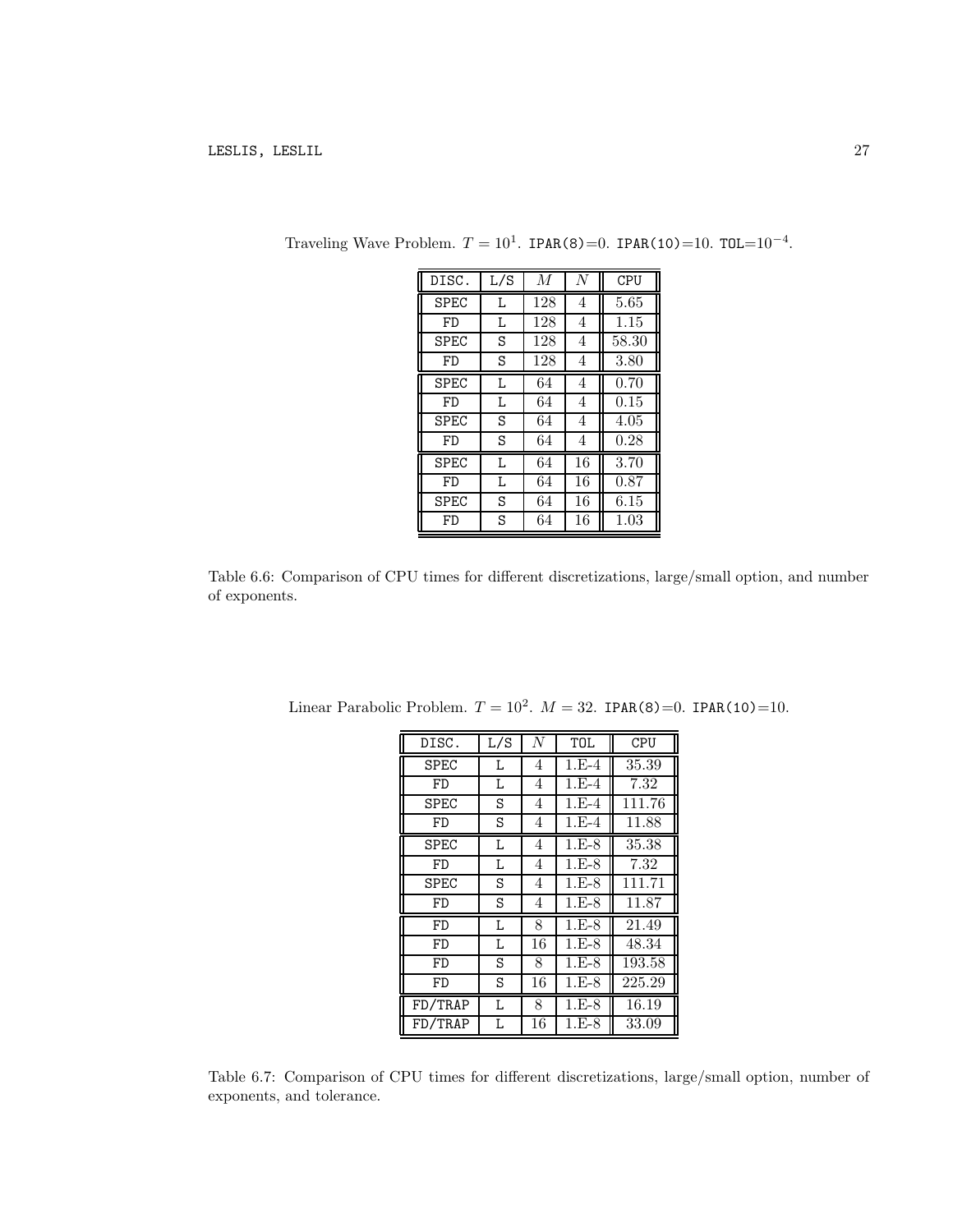Traveling Wave Problem. $T = 10^1$. IPAR(8)=0. IPAR(10)=10. TOL=$10^{-4}$.

| DISC. | L/S | $M$ | $N$ | CPU |
|---|---|---|---|---|
| SPEC | L | 128 | 4 | 5.65 |
| FD | L | 128 | 4 | 1.15 |
| SPEC | S | 128 | 4 | 58.30 |
| FD | S | 128 | 4 | 3.80 |
| SPEC | L | 64 | 4 | 0.70 |
| FD | L | 64 | 4 | 0.15 |
| SPEC | S | 64 | 4 | 4.05 |
| FD | S | 64 | 4 | 0.28 |
| SPEC | L | 64 | 16 | 3.70 |
| FD | L | 64 | 16 | 0.87 |
| SPEC | S | 64 | 16 | 6.15 |
| FD | S | 64 | 16 | 1.03 |

Table 6.6: Comparison of CPU times for different discretizations, large/small option, and number of exponents.

Linear Parabolic Problem. $T = 10^2$. $M = 32$. IPAR(8)=0. IPAR(10)=10.

| DISC. | L/S | $N$ | TOL | CPU |
|---|---|---|---|---|
| SPEC | L | 4 | 1.E-4 | 35.39 |
| FD | L | 4 | 1.E-4 | 7.32 |
| SPEC | S | 4 | 1.E-4 | 111.76 |
| FD | S | 4 | 1.E-4 | 11.88 |
| SPEC | L | 4 | 1.E-8 | 35.38 |
| FD | L | 4 | 1.E-8 | 7.32 |
| SPEC | S | 4 | 1.E-8 | 111.71 |
| FD | S | 4 | 1.E-8 | 11.87 |
| FD | L | 8 | 1.E-8 | 21.49 |
| FD | L | 16 | 1.E-8 | 48.34 |
| FD | S | 8 | 1.E-8 | 193.58 |
| FD | S | 16 | 1.E-8 | 225.29 |
| FD/TRAP | L | 8 | 1.E-8 | 16.19 |
| FD/TRAP | L | 16 | 1.E-8 | 33.09 |

Table 6.7: Comparison of CPU times for different discretizations, large/small option, number of exponents, and tolerance.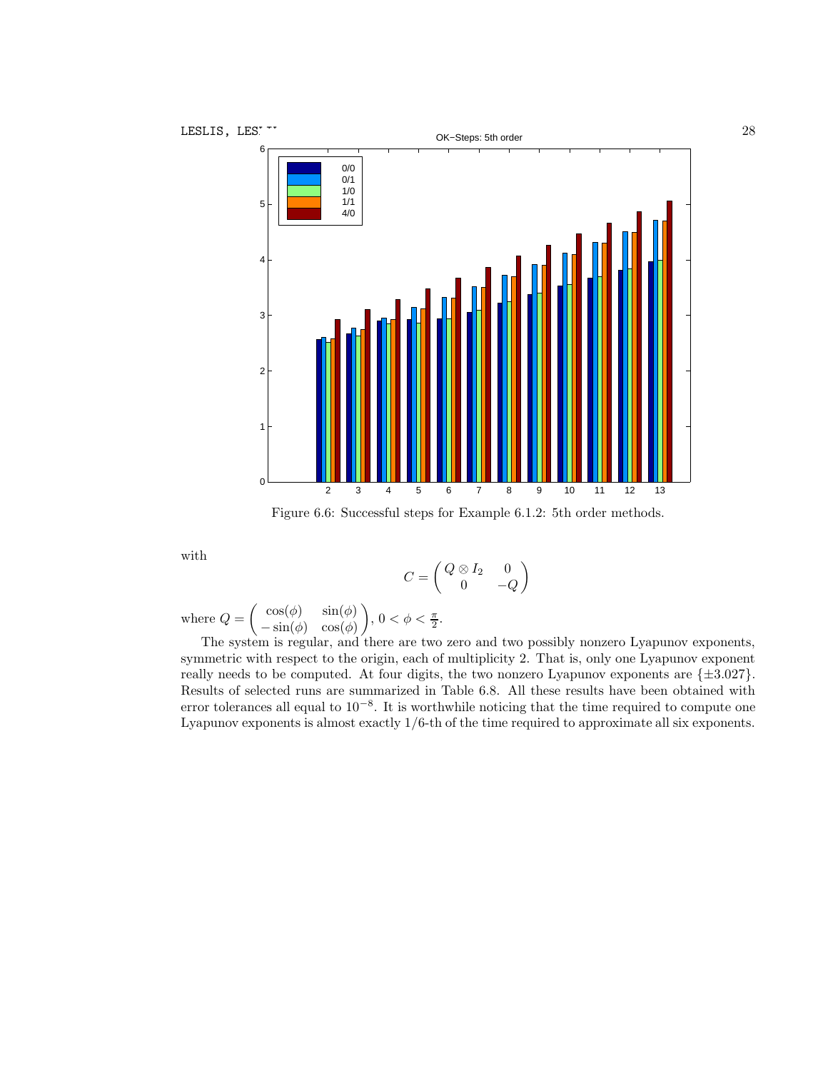OK−Steps: 5th order

0/0
0/1
1/0
1/1
4/0

0
1
2
3
4
5
6

2 3 4 5 6 7 8 9 10 11 12 13

Figure 6.6: Successful steps for Example 6.1.2: 5th order methods.

with

$$C = \begin{pmatrix} Q \otimes I_2 & 0 \\ 0 & -Q \end{pmatrix}$$

where $Q = \begin{pmatrix} \cos(\phi) & \sin(\phi) \\ -\sin(\phi) & \cos(\phi) \end{pmatrix}$, $0 < \phi < \frac{\pi}{2}$.

The system is regular, and there are two zero and two possibly nonzero Lyapunov exponents, symmetric with respect to the origin, each of multiplicity 2. That is, only one Lyapunov exponent really needs to be computed. At four digits, the two nonzero Lyapunov exponents are $\{\pm 3.027\}$. Results of selected runs are summarized in Table 6.8. All these results have been obtained with error tolerances all equal to $10^{-8}$. It is worthwhile noticing that the time required to compute one Lyapunov exponents is almost exactly 1/6-th of the time required to approximate all six exponents.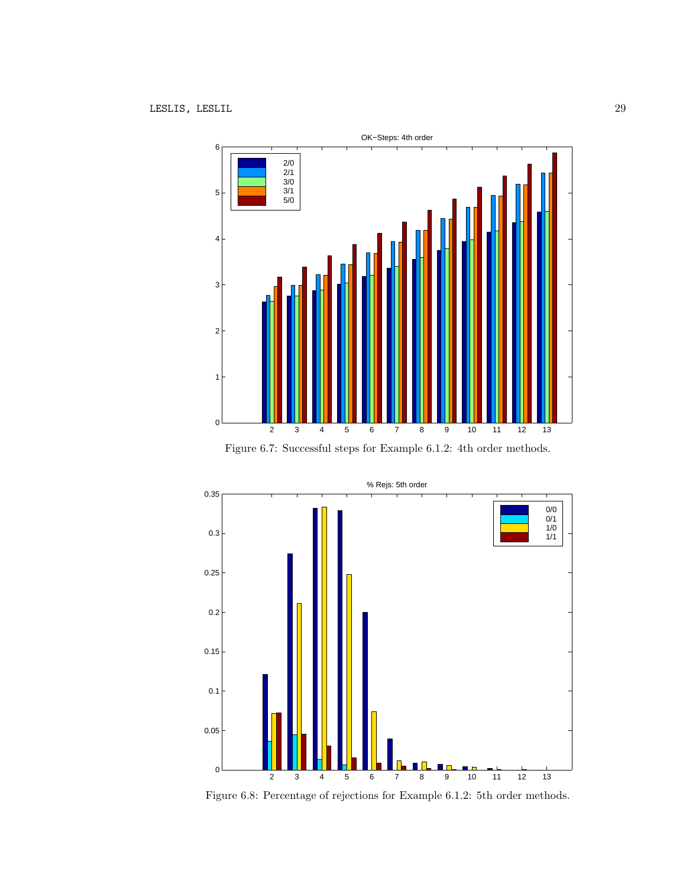OK−Steps: 4th order

6
5
4
3
2
1
0

2 3 4 5 6 7 8 9 10 11 12 13

2/0
2/1
3/0
3/1
5/0

Figure 6.7: Successful steps for Example 6.1.2: 4th order methods.

% Rejs: 5th order

0.35
0.3
0.25
0.2
0.15
0.1
0.05
0

2 3 4 5 6 7 8 9 10 11 12 13

0/0
0/1
1/0
1/1

Figure 6.8: Percentage of rejections for Example 6.1.2: 5th order methods.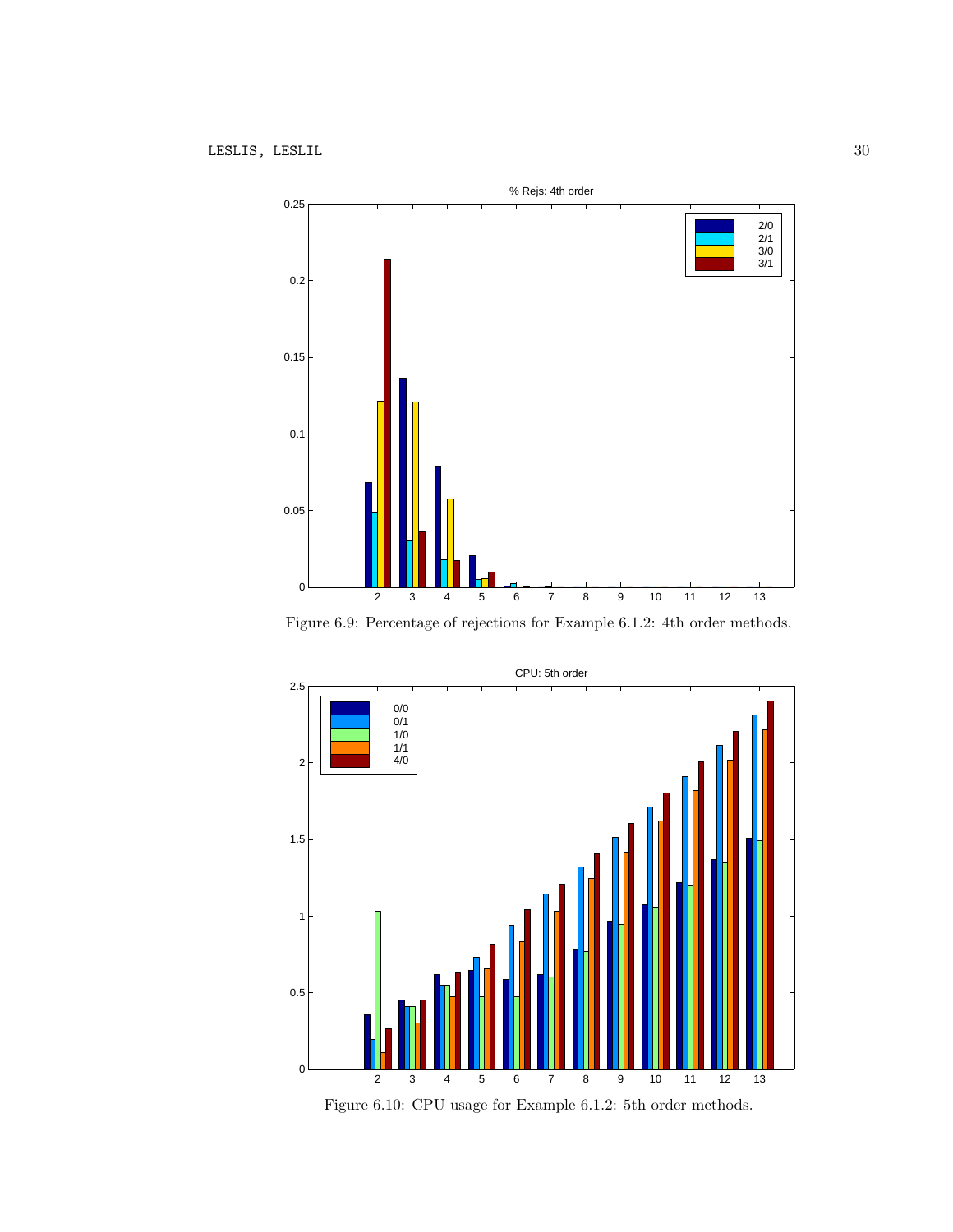% Rejs: 4th order

0.25
0.2
0.15
0.1
0.05
0

2 3 4 5 6 7 8 9 10 11 12 13

2/0
2/1
3/0
3/1

Figure 6.9: Percentage of rejections for Example 6.1.2: 4th order methods.

CPU: 5th order

2.5
2
1.5
1
0.5
0

2 3 4 5 6 7 8 9 10 11 12 13

0/0
0/1
1/0
1/1
4/0

Figure 6.10: CPU usage for Example 6.1.2: 5th order methods.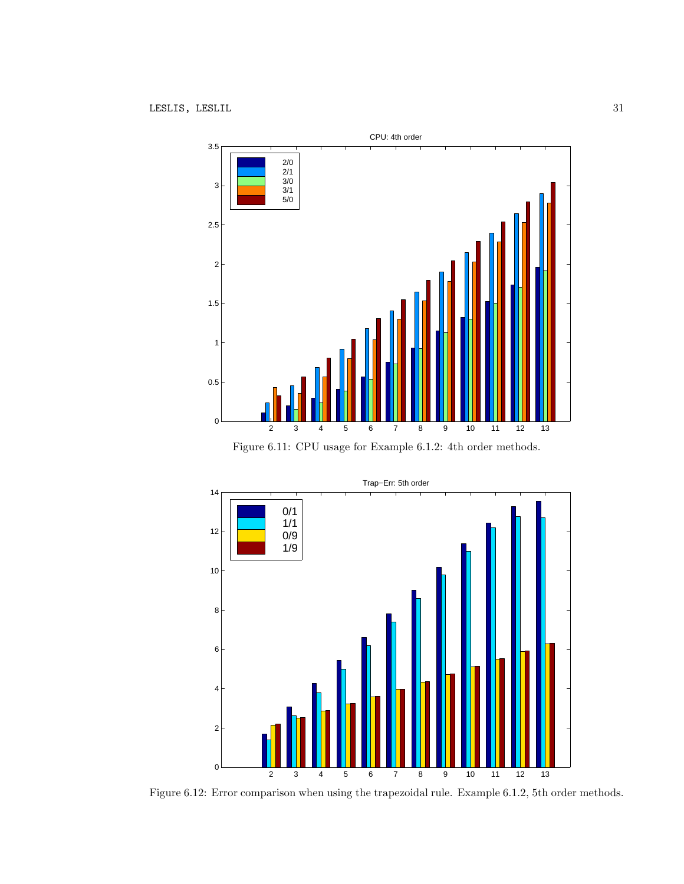CPU: 4th order

3.5
3
2.5
2
1.5
1
0.5
0

2 3 4 5 6 7 8 9 10 11 12 13

2/0
2/1
3/0
3/1
5/0

Figure 6.11: CPU usage for Example 6.1.2: 4th order methods.

Trap−Err: 5th order

14
12
10
8
6
4
2
0

2 3 4 5 6 7 8 9 10 11 12 13

0/1
1/1
0/9
1/9

Figure 6.12: Error comparison when using the trapezoidal rule. Example 6.1.2, 5th order methods.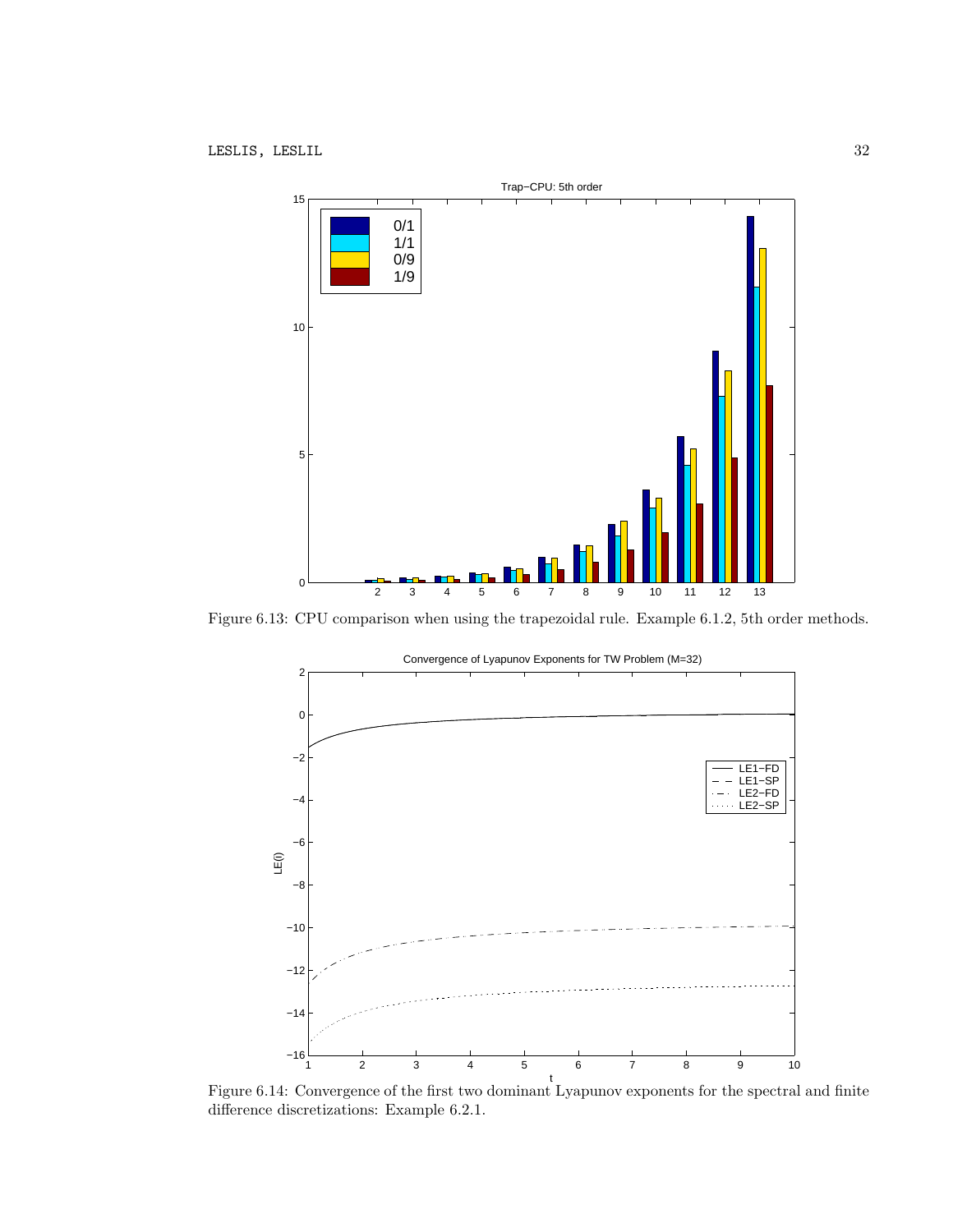Trap−CPU: 5th order

0/1
1/1
0/9
1/9

0
5
10
15

2 3 4 5 6 7 8 9 10 11 12 13

Figure 6.13: CPU comparison when using the trapezoidal rule. Example 6.1.2, 5th order methods.

Convergence of Lyapunov Exponents for TW Problem (M=32)

LE1−FD
LE1−SP
LE2−FD
LE2−SP

LE(i)

2
0
−2
−4
−6
−8
−10
−12
−14
−16

1 2 3 4 5 6 7 8 9 10

t

Figure 6.14: Convergence of the first two dominant Lyapunov exponents for the spectral and finite difference discretizations: Example 6.2.1.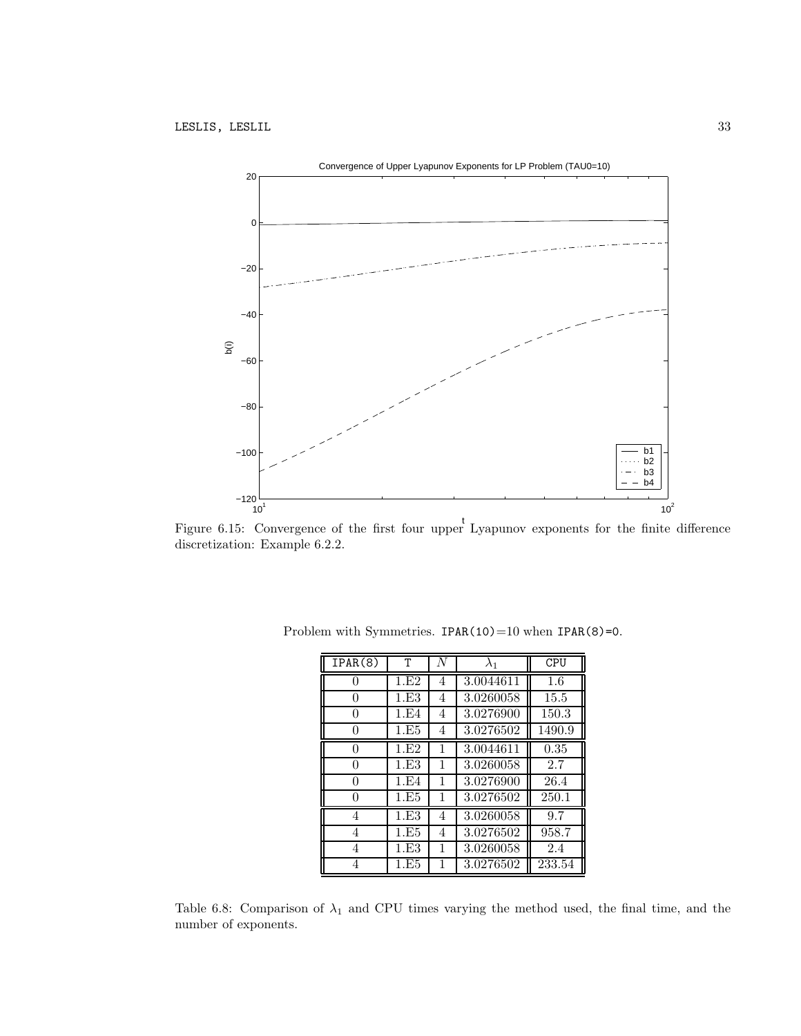Convergence of Upper Lyapunov Exponents for LP Problem (TAU0=10)

20
0
−20
−40
−60
−80
−100
−120

b(i)

$10^1$
$10^2$

t

b1
b2
b3
b4

Figure 6.15: Convergence of the first four upper Lyapunov exponents for the finite difference discretization: Example 6.2.2.

Problem with Symmetries. `IPAR(10)`=10 when `IPAR(8)=0`.

| `IPAR(8)` | T | $N$ | $\lambda_1$ | CPU |
|---|---|---|---|---|
| 0 | 1.E2 | 4 | 3.0044611 | 1.6 |
| 0 | 1.E3 | 4 | 3.0260058 | 15.5 |
| 0 | 1.E4 | 4 | 3.0276900 | 150.3 |
| 0 | 1.E5 | 4 | 3.0276502 | 1490.9 |
| 0 | 1.E2 | 1 | 3.0044611 | 0.35 |
| 0 | 1.E3 | 1 | 3.0260058 | 2.7 |
| 0 | 1.E4 | 1 | 3.0276900 | 26.4 |
| 0 | 1.E5 | 1 | 3.0276502 | 250.1 |
| 4 | 1.E3 | 4 | 3.0260058 | 9.7 |
| 4 | 1.E5 | 4 | 3.0276502 | 958.7 |
| 4 | 1.E3 | 1 | 3.0260058 | 2.4 |
| 4 | 1.E5 | 1 | 3.0276502 | 233.54 |

Table 6.8: Comparison of $\lambda_1$ and CPU times varying the method used, the final time, and the number of exponents.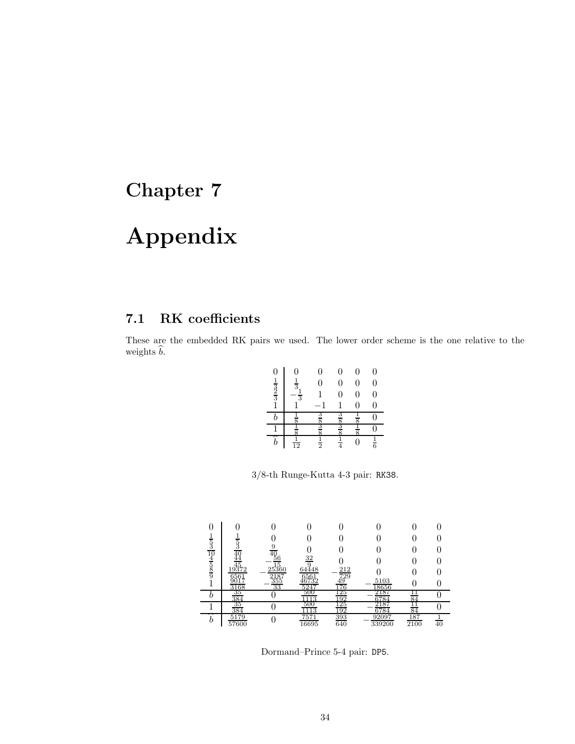# Chapter 7

# Appendix

## 7.1 RK coefficients

These are the embedded RK pairs we used. The lower order scheme is the one relative to the weights $\widehat{b}$.

$$
\begin{array}{c|ccccc}
0 & 0 & 0 & 0 & 0 & 0 \\
\frac{1}{3} & \frac{1}{3} & 0 & 0 & 0 & 0 \\
\frac{2}{3} & -\frac{1}{3} & 1 & 0 & 0 & 0 \\
1 & 1 & -1 & 1 & 0 & 0 \\
\hline
b & \frac{1}{8} & \frac{3}{8} & \frac{3}{8} & \frac{1}{8} & 0 \\
\hline
1 & \frac{1}{8} & \frac{3}{8} & \frac{3}{8} & \frac{1}{8} & 0 \\
\hline
\widehat{b} & \frac{1}{12} & \frac{1}{2} & \frac{1}{4} & 0 & \frac{1}{6}
\end{array}
$$

3/8-th Runge-Kutta 4-3 pair: `RK38`.

$$
\begin{array}{c|ccccccc}
0 & 0 & 0 & 0 & 0 & 0 & 0 & 0 \\
\frac{1}{5} & \frac{1}{5} & 0 & 0 & 0 & 0 & 0 & 0 \\
\frac{3}{10} & \frac{3}{40} & \frac{9}{40} & 0 & 0 & 0 & 0 & 0 \\
\frac{4}{5} & \frac{44}{45} & -\frac{56}{15} & \frac{32}{9} & 0 & 0 & 0 & 0 \\
\frac{8}{9} & \frac{19372}{6561} & -\frac{25360}{2187} & \frac{64448}{6561} & -\frac{212}{729} & 0 & 0 & 0 \\
1 & \frac{9017}{3168} & -\frac{355}{33} & \frac{46732}{5247} & \frac{49}{176} & -\frac{5103}{18656} & 0 & 0 \\
\hline
b & \frac{35}{384} & 0 & \frac{500}{1113} & \frac{125}{192} & -\frac{2187}{6784} & \frac{11}{84} & 0 \\
\hline
1 & \frac{35}{384} & 0 & \frac{500}{1113} & \frac{125}{192} & -\frac{2187}{6784} & \frac{11}{84} & 0 \\
\hline
\widehat{b} & \frac{5179}{57600} & 0 & \frac{7571}{16695} & \frac{393}{640} & -\frac{92097}{339200} & \frac{187}{2100} & \frac{1}{40}
\end{array}
$$

Dormand–Prince 5-4 pair: `DP5`.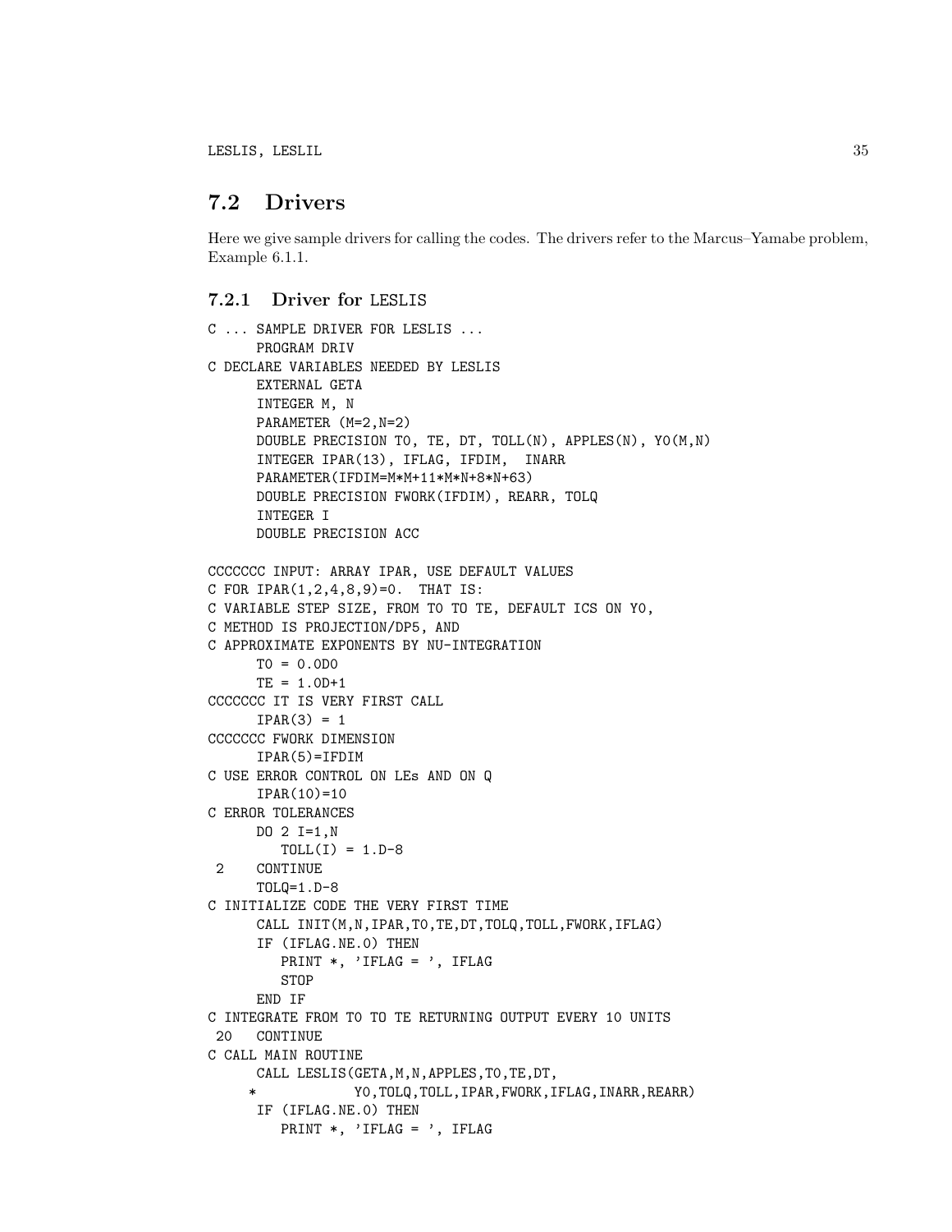## 7.2 Drivers

Here we give sample drivers for calling the codes. The drivers refer to the Marcus–Yamabe problem, Example 6.1.1.

### 7.2.1 Driver for LESLIS

```
C ... SAMPLE DRIVER FOR LESLIS ...
      PROGRAM DRIV
C DECLARE VARIABLES NEEDED BY LESLIS
      EXTERNAL GETA
      INTEGER M, N
      PARAMETER (M=2,N=2)
      DOUBLE PRECISION T0, TE, DT, TOLL(N), APPLES(N), Y0(M,N)
      INTEGER IPAR(13), IFLAG, IFDIM,  INARR
      PARAMETER(IFDIM=M*M+11*M*N+8*N+63)
      DOUBLE PRECISION FWORK(IFDIM), REARR, TOLQ
      INTEGER I
      DOUBLE PRECISION ACC

CCCCCCC INPUT: ARRAY IPAR, USE DEFAULT VALUES
C FOR IPAR(1,2,4,8,9)=0.  THAT IS:
C VARIABLE STEP SIZE, FROM T0 TO TE, DEFAULT ICS ON Y0,
C METHOD IS PROJECTION/DP5, AND
C APPROXIMATE EXPONENTS BY NU-INTEGRATION
      T0 = 0.0D0
      TE = 1.0D+1
CCCCCCC IT IS VERY FIRST CALL
      IPAR(3) = 1
CCCCCCC FWORK DIMENSION
      IPAR(5)=IFDIM
C USE ERROR CONTROL ON LEs AND ON Q
      IPAR(10)=10
C ERROR TOLERANCES
      DO 2 I=1,N
         TOLL(I) = 1.D-8
 2    CONTINUE
      TOLQ=1.D-8
C INITIALIZE CODE THE VERY FIRST TIME
      CALL INIT(M,N,IPAR,T0,TE,DT,TOLQ,TOLL,FWORK,IFLAG)
      IF (IFLAG.NE.0) THEN
         PRINT *, 'IFLAG = ', IFLAG
         STOP
      END IF
C INTEGRATE FROM T0 TO TE RETURNING OUTPUT EVERY 10 UNITS
 20   CONTINUE
C CALL MAIN ROUTINE
      CALL LESLIS(GETA,M,N,APPLES,T0,TE,DT,
     *            Y0,TOLQ,TOLL,IPAR,FWORK,IFLAG,INARR,REARR)
      IF (IFLAG.NE.0) THEN
         PRINT *, 'IFLAG = ', IFLAG
```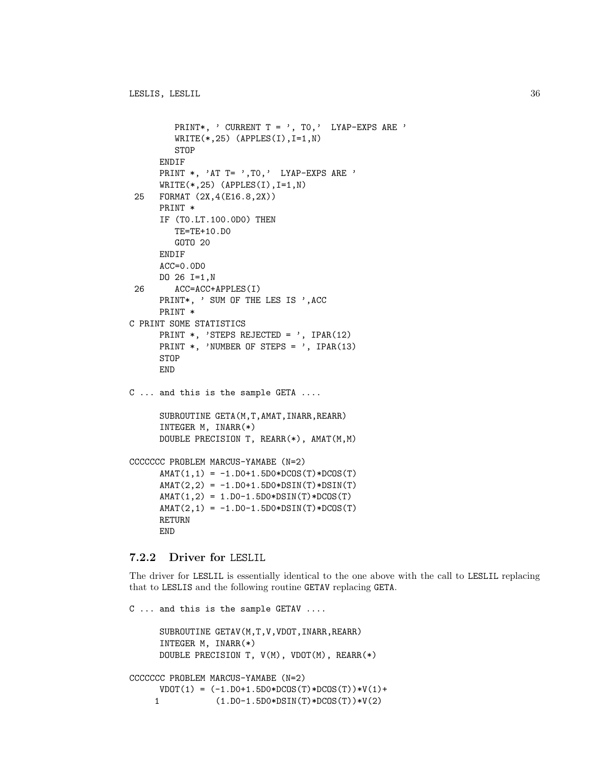```
         PRINT*, ' CURRENT T = ', T0,'  LYAP-EXPS ARE '
         WRITE(*,25) (APPLES(I),I=1,N)
         STOP
      ENDIF
      PRINT *, 'AT T= ',T0,'  LYAP-EXPS ARE '
      WRITE(*,25) (APPLES(I),I=1,N)
 25   FORMAT (2X,4(E16.8,2X))
      PRINT *
      IF (T0.LT.100.0D0) THEN
         TE=TE+10.D0
         GOTO 20
      ENDIF
      ACC=0.0D0
      DO 26 I=1,N
 26      ACC=ACC+APPLES(I)
      PRINT*, ' SUM OF THE LES IS ',ACC
      PRINT *
C PRINT SOME STATISTICS
      PRINT *, 'STEPS REJECTED = ', IPAR(12)
      PRINT *, 'NUMBER OF STEPS = ', IPAR(13)
      STOP
      END

C ... and this is the sample GETA ....

      SUBROUTINE GETA(M,T,AMAT,INARR,REARR)
      INTEGER M, INARR(*)
      DOUBLE PRECISION T, REARR(*), AMAT(M,M)

CCCCCCC PROBLEM MARCUS-YAMABE (N=2)
      AMAT(1,1) = -1.D0+1.5D0*DCOS(T)*DCOS(T)
      AMAT(2,2) = -1.D0+1.5D0*DSIN(T)*DSIN(T)
      AMAT(1,2) = 1.D0-1.5D0*DSIN(T)*DCOS(T)
      AMAT(2,1) = -1.D0-1.5D0*DSIN(T)*DCOS(T)
      RETURN
      END
```

### 7.2.2 Driver for LESLIL

The driver for LESLIL is essentially identical to the one above with the call to LESLIL replacing that to LESLIS and the following routine GETAV replacing GETA.

```
C ... and this is the sample GETAV ....

      SUBROUTINE GETAV(M,T,V,VDOT,INARR,REARR)
      INTEGER M, INARR(*)
      DOUBLE PRECISION T, V(M), VDOT(M), REARR(*)

CCCCCCC PROBLEM MARCUS-YAMABE (N=2)
      VDOT(1) = (-1.D0+1.5D0*DCOS(T)*DCOS(T))*V(1)+
     1          (1.D0-1.5D0*DSIN(T)*DCOS(T))*V(2)
```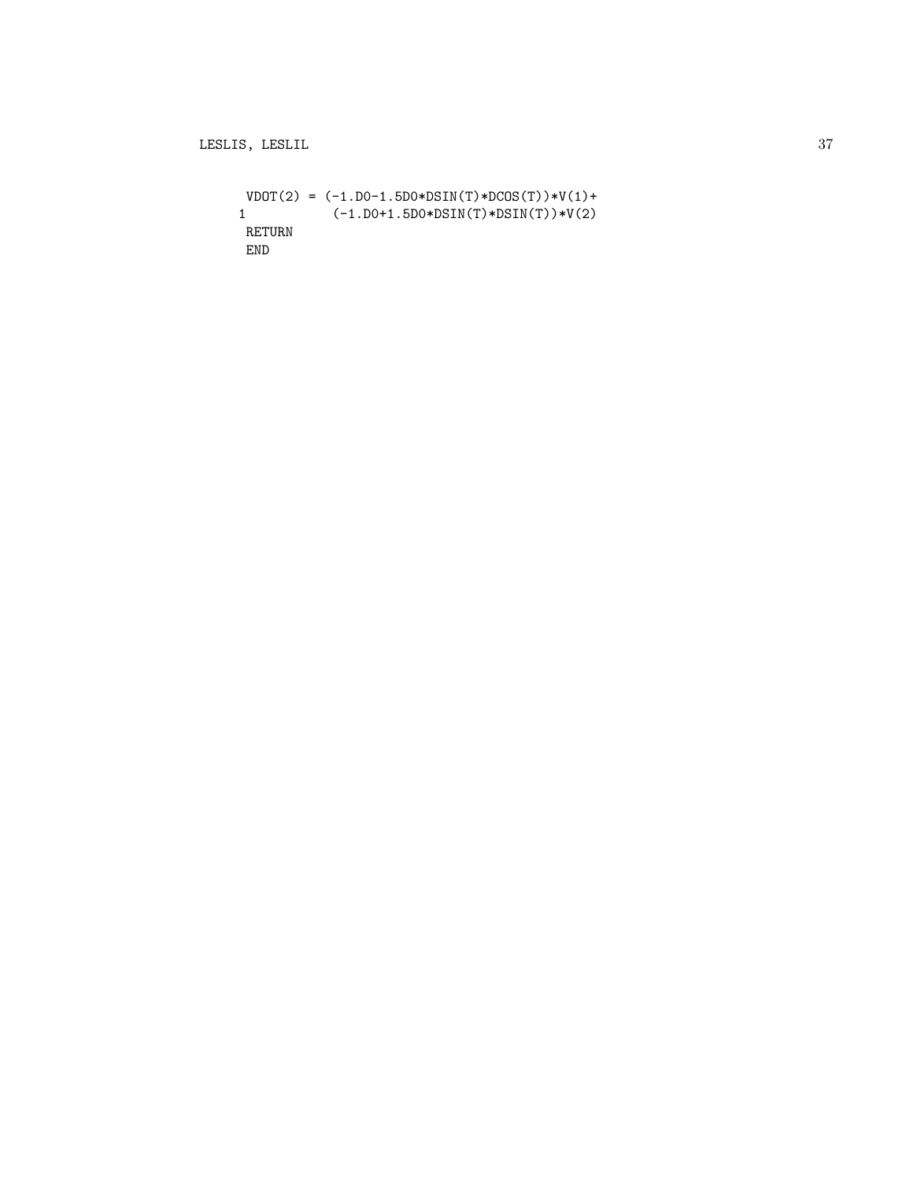```
      VDOT(2) = (-1.D0-1.5D0*DSIN(T)*DCOS(T))*V(1)+
     1           (-1.D0+1.5D0*DSIN(T)*DSIN(T))*V(2)
      RETURN
      END
```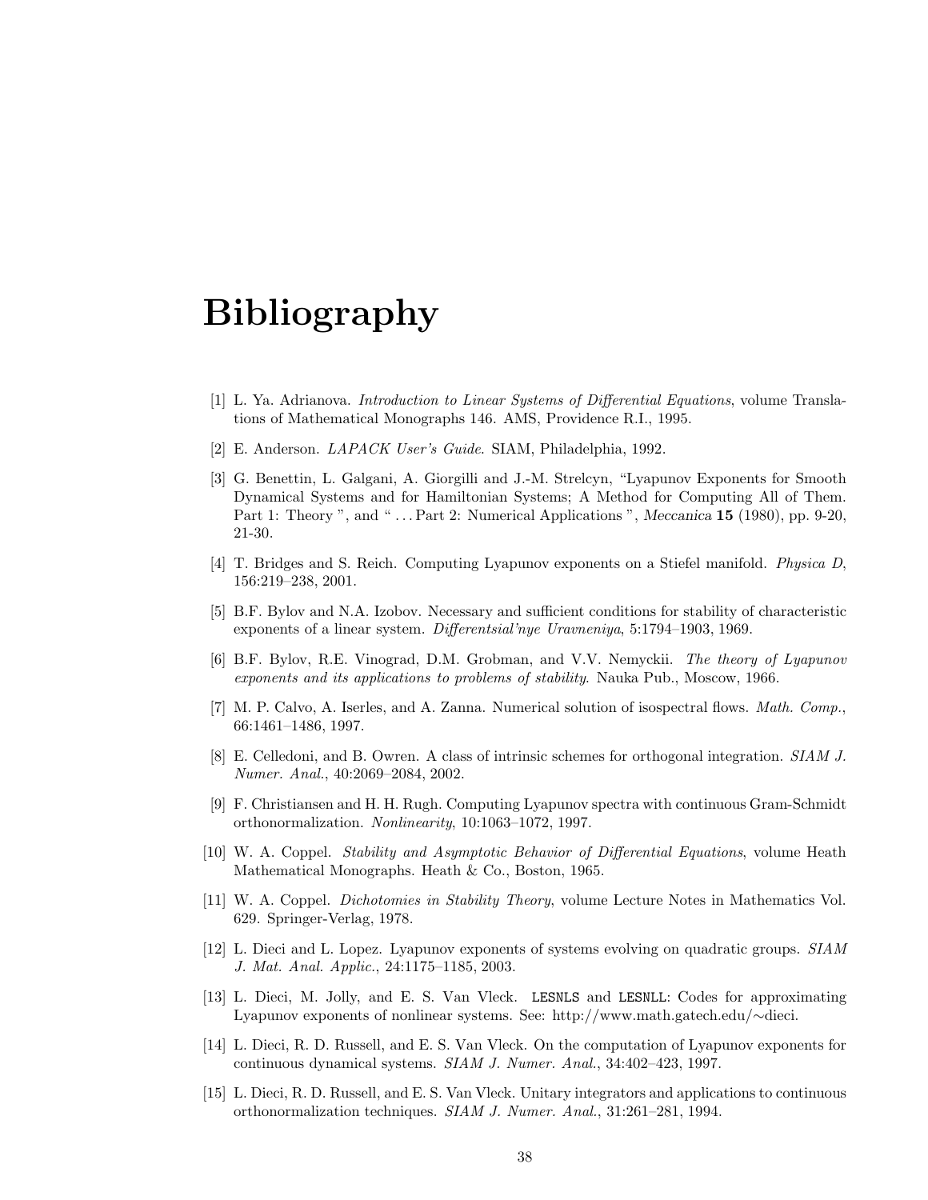# Bibliography

[1] L. Ya. Adrianova. *Introduction to Linear Systems of Differential Equations*, volume Translations of Mathematical Monographs 146. AMS, Providence R.I., 1995.

[2] E. Anderson. *LAPACK User's Guide*. SIAM, Philadelphia, 1992.

[3] G. Benettin, L. Galgani, A. Giorgilli and J.-M. Strelcyn, "Lyapunov Exponents for Smooth Dynamical Systems and for Hamiltonian Systems; A Method for Computing All of Them. Part 1: Theory ", and " . . . Part 2: Numerical Applications ", *Meccanica* **15** (1980), pp. 9-20, 21-30.

[4] T. Bridges and S. Reich. Computing Lyapunov exponents on a Stiefel manifold. *Physica D*, 156:219–238, 2001.

[5] B.F. Bylov and N.A. Izobov. Necessary and sufficient conditions for stability of characteristic exponents of a linear system. *Differentsial'nye Uravneniya*, 5:1794–1903, 1969.

[6] B.F. Bylov, R.E. Vinograd, D.M. Grobman, and V.V. Nemyckii. *The theory of Lyapunov exponents and its applications to problems of stability.* Nauka Pub., Moscow, 1966.

[7] M. P. Calvo, A. Iserles, and A. Zanna. Numerical solution of isospectral flows. *Math. Comp.*, 66:1461–1486, 1997.

[8] E. Celledoni, and B. Owren. A class of intrinsic schemes for orthogonal integration. *SIAM J. Numer. Anal.*, 40:2069–2084, 2002.

[9] F. Christiansen and H. H. Rugh. Computing Lyapunov spectra with continuous Gram-Schmidt orthonormalization. *Nonlinearity*, 10:1063–1072, 1997.

[10] W. A. Coppel. *Stability and Asymptotic Behavior of Differential Equations*, volume Heath Mathematical Monographs. Heath & Co., Boston, 1965.

[11] W. A. Coppel. *Dichotomies in Stability Theory*, volume Lecture Notes in Mathematics Vol. 629. Springer-Verlag, 1978.

[12] L. Dieci and L. Lopez. Lyapunov exponents of systems evolving on quadratic groups. *SIAM J. Mat. Anal. Applic.*, 24:1175–1185, 2003.

[13] L. Dieci, M. Jolly, and E. S. Van Vleck. `LESNLS` and `LESNLL`: Codes for approximating Lyapunov exponents of nonlinear systems. See: http://www.math.gatech.edu/∼dieci.

[14] L. Dieci, R. D. Russell, and E. S. Van Vleck. On the computation of Lyapunov exponents for continuous dynamical systems. *SIAM J. Numer. Anal.*, 34:402–423, 1997.

[15] L. Dieci, R. D. Russell, and E. S. Van Vleck. Unitary integrators and applications to continuous orthonormalization techniques. *SIAM J. Numer. Anal.*, 31:261–281, 1994.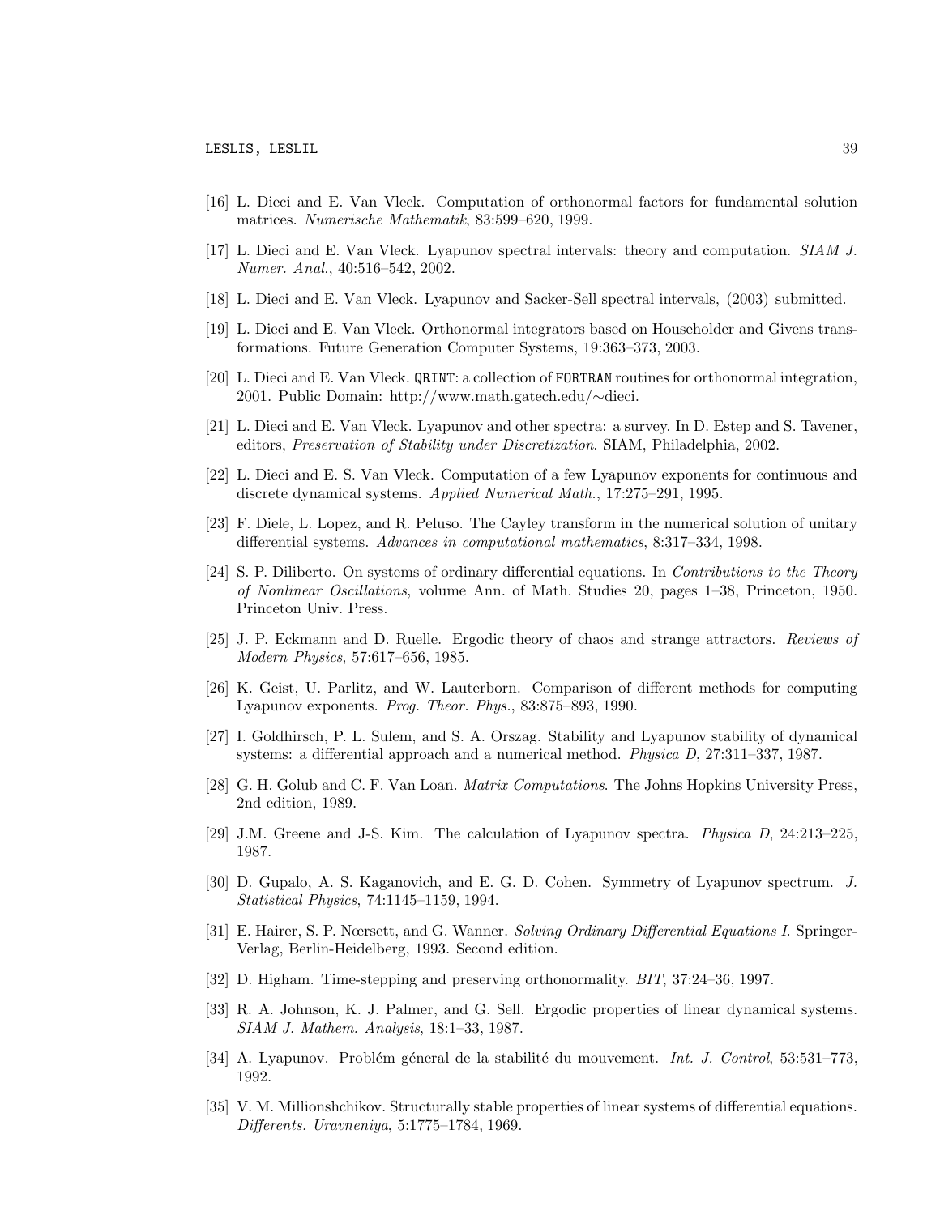[16] L. Dieci and E. Van Vleck. Computation of orthonormal factors for fundamental solution matrices. *Numerische Mathematik*, 83:599–620, 1999.

[17] L. Dieci and E. Van Vleck. Lyapunov spectral intervals: theory and computation. *SIAM J. Numer. Anal.*, 40:516–542, 2002.

[18] L. Dieci and E. Van Vleck. Lyapunov and Sacker-Sell spectral intervals, (2003) submitted.

[19] L. Dieci and E. Van Vleck. Orthonormal integrators based on Householder and Givens transformations. Future Generation Computer Systems, 19:363–373, 2003.

[20] L. Dieci and E. Van Vleck. `QRINT`: a collection of `FORTRAN` routines for orthonormal integration, 2001. Public Domain: http://www.math.gatech.edu/∼dieci.

[21] L. Dieci and E. Van Vleck. Lyapunov and other spectra: a survey. In D. Estep and S. Tavener, editors, *Preservation of Stability under Discretization*. SIAM, Philadelphia, 2002.

[22] L. Dieci and E. S. Van Vleck. Computation of a few Lyapunov exponents for continuous and discrete dynamical systems. *Applied Numerical Math.*, 17:275–291, 1995.

[23] F. Diele, L. Lopez, and R. Peluso. The Cayley transform in the numerical solution of unitary differential systems. *Advances in computational mathematics*, 8:317–334, 1998.

[24] S. P. Diliberto. On systems of ordinary differential equations. In *Contributions to the Theory of Nonlinear Oscillations*, volume Ann. of Math. Studies 20, pages 1–38, Princeton, 1950. Princeton Univ. Press.

[25] J. P. Eckmann and D. Ruelle. Ergodic theory of chaos and strange attractors. *Reviews of Modern Physics*, 57:617–656, 1985.

[26] K. Geist, U. Parlitz, and W. Lauterborn. Comparison of different methods for computing Lyapunov exponents. *Prog. Theor. Phys.*, 83:875–893, 1990.

[27] I. Goldhirsch, P. L. Sulem, and S. A. Orszag. Stability and Lyapunov stability of dynamical systems: a differential approach and a numerical method. *Physica D*, 27:311–337, 1987.

[28] G. H. Golub and C. F. Van Loan. *Matrix Computations*. The Johns Hopkins University Press, 2nd edition, 1989.

[29] J.M. Greene and J-S. Kim. The calculation of Lyapunov spectra. *Physica D*, 24:213–225, 1987.

[30] D. Gupalo, A. S. Kaganovich, and E. G. D. Cohen. Symmetry of Lyapunov spectrum. *J. Statistical Physics*, 74:1145–1159, 1994.

[31] E. Hairer, S. P. Nœrsett, and G. Wanner. *Solving Ordinary Differential Equations I*. Springer-Verlag, Berlin-Heidelberg, 1993. Second edition.

[32] D. Higham. Time-stepping and preserving orthonormality. *BIT*, 37:24–36, 1997.

[33] R. A. Johnson, K. J. Palmer, and G. Sell. Ergodic properties of linear dynamical systems. *SIAM J. Mathem. Analysis*, 18:1–33, 1987.

[34] A. Lyapunov. Problém géneral de la stabilité du mouvement. *Int. J. Control*, 53:531–773, 1992.

[35] V. M. Millionshchikov. Structurally stable properties of linear systems of differential equations. *Differents. Uravneniya*, 5:1775–1784, 1969.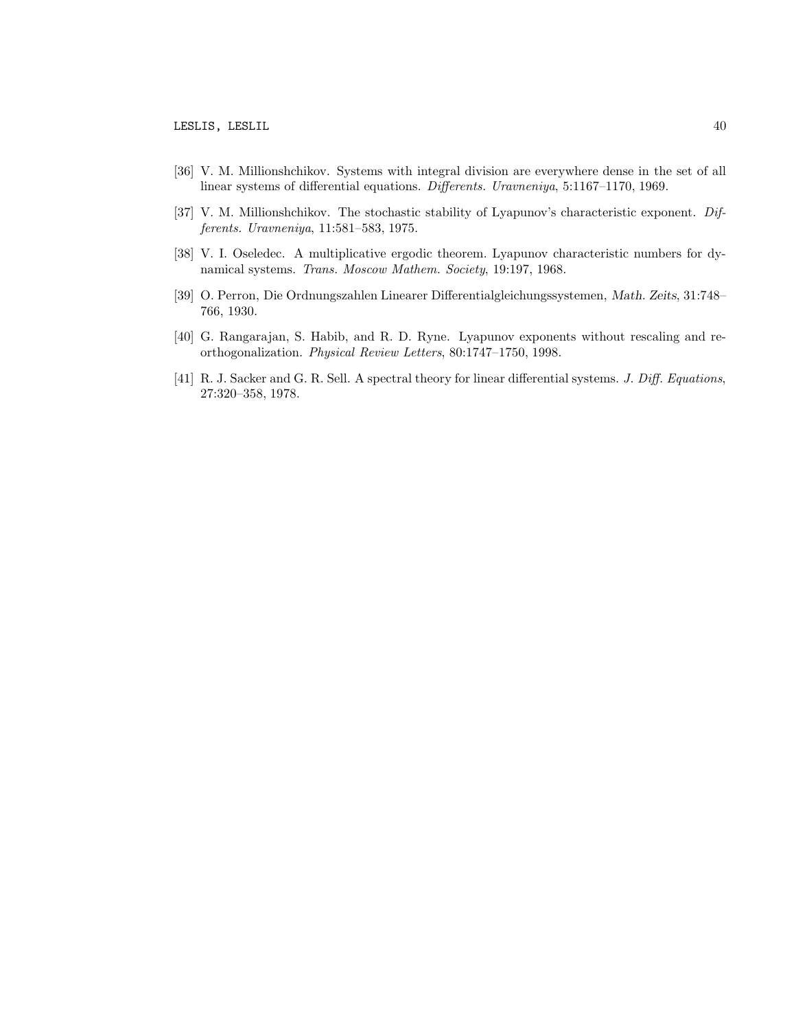[36] V. M. Millionshchikov. Systems with integral division are everywhere dense in the set of all linear systems of differential equations. *Differents. Uravneniya*, 5:1167–1170, 1969.

[37] V. M. Millionshchikov. The stochastic stability of Lyapunov's characteristic exponent. *Differents. Uravneniya*, 11:581–583, 1975.

[38] V. I. Oseledec. A multiplicative ergodic theorem. Lyapunov characteristic numbers for dynamical systems. *Trans. Moscow Mathem. Society*, 19:197, 1968.

[39] O. Perron, Die Ordnungszahlen Linearer Differentialgleichungssystemen, *Math. Zeits*, 31:748–766, 1930.

[40] G. Rangarajan, S. Habib, and R. D. Ryne. Lyapunov exponents without rescaling and reorthogonalization. *Physical Review Letters*, 80:1747–1750, 1998.

[41] R. J. Sacker and G. R. Sell. A spectral theory for linear differential systems. *J. Diff. Equations*, 27:320–358, 1978.